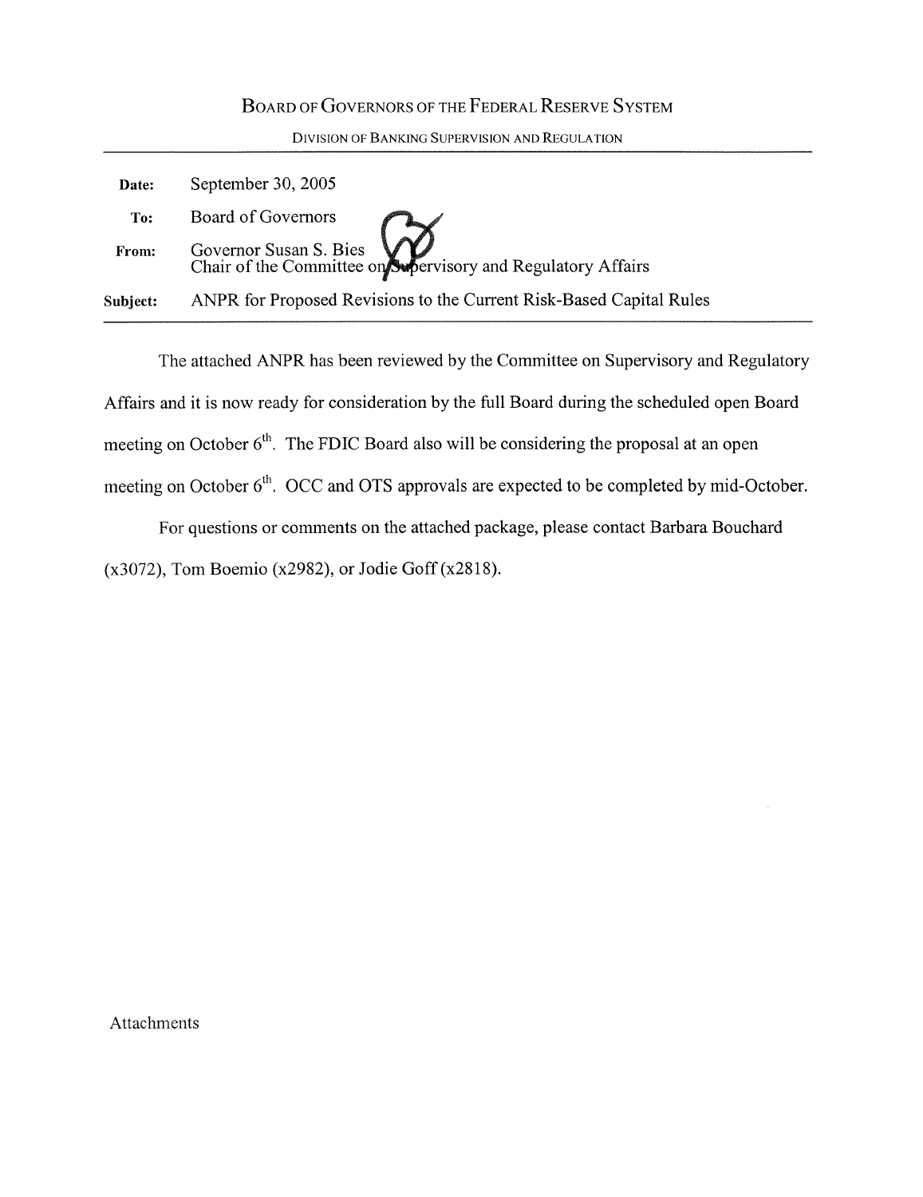# Board of Governors of the Federal Reserve System

Division of Banking Supervision and Regulation

| | |
|---|---|
| **Date:** | September 30, 2005 |
| **To:** | Board of Governors |
| **From:** | Governor Susan S. Bies<br>Chair of the Committee on Supervisory and Regulatory Affairs |
| **Subject:** | ANPR for Proposed Revisions to the Current Risk-Based Capital Rules |

The attached ANPR has been reviewed by the Committee on Supervisory and Regulatory Affairs and it is now ready for consideration by the full Board during the scheduled open Board meeting on October 6th. The FDIC Board also will be considering the proposal at an open meeting on October 6th. OCC and OTS approvals are expected to be completed by mid-October.

For questions or comments on the attached package, please contact Barbara Bouchard (x3072), Tom Boemio (x2982), or Jodie Goff (x2818).

Attachments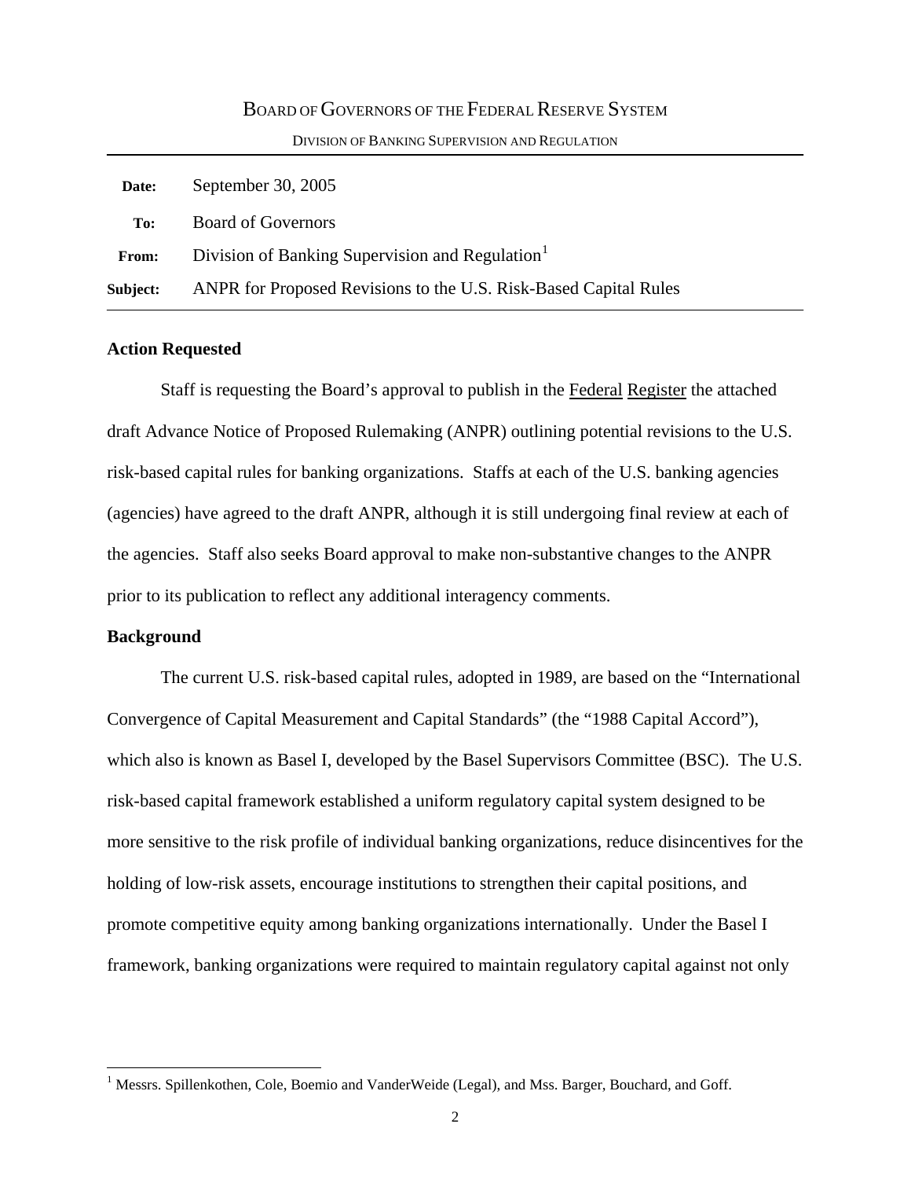BOARD OF GOVERNORS OF THE FEDERAL RESERVE SYSTEM

DIVISION OF BANKING SUPERVISION AND REGULATION

| | |
|---|---|
| **Date:** | September 30, 2005 |
| **To:** | Board of Governors |
| **From:** | Division of Banking Supervision and Regulation[1] |
| **Subject:** | ANPR for Proposed Revisions to the U.S. Risk-Based Capital Rules |

**Action Requested**

Staff is requesting the Board's approval to publish in the Federal Register the attached draft Advance Notice of Proposed Rulemaking (ANPR) outlining potential revisions to the U.S. risk-based capital rules for banking organizations. Staffs at each of the U.S. banking agencies (agencies) have agreed to the draft ANPR, although it is still undergoing final review at each of the agencies. Staff also seeks Board approval to make non-substantive changes to the ANPR prior to its publication to reflect any additional interagency comments.

**Background**

The current U.S. risk-based capital rules, adopted in 1989, are based on the "International Convergence of Capital Measurement and Capital Standards" (the "1988 Capital Accord"), which also is known as Basel I, developed by the Basel Supervisors Committee (BSC). The U.S. risk-based capital framework established a uniform regulatory capital system designed to be more sensitive to the risk profile of individual banking organizations, reduce disincentives for the holding of low-risk assets, encourage institutions to strengthen their capital positions, and promote competitive equity among banking organizations internationally. Under the Basel I framework, banking organizations were required to maintain regulatory capital against not only

[1] Messrs. Spillenkothen, Cole, Boemio and VanderWeide (Legal), and Mss. Barger, Bouchard, and Goff.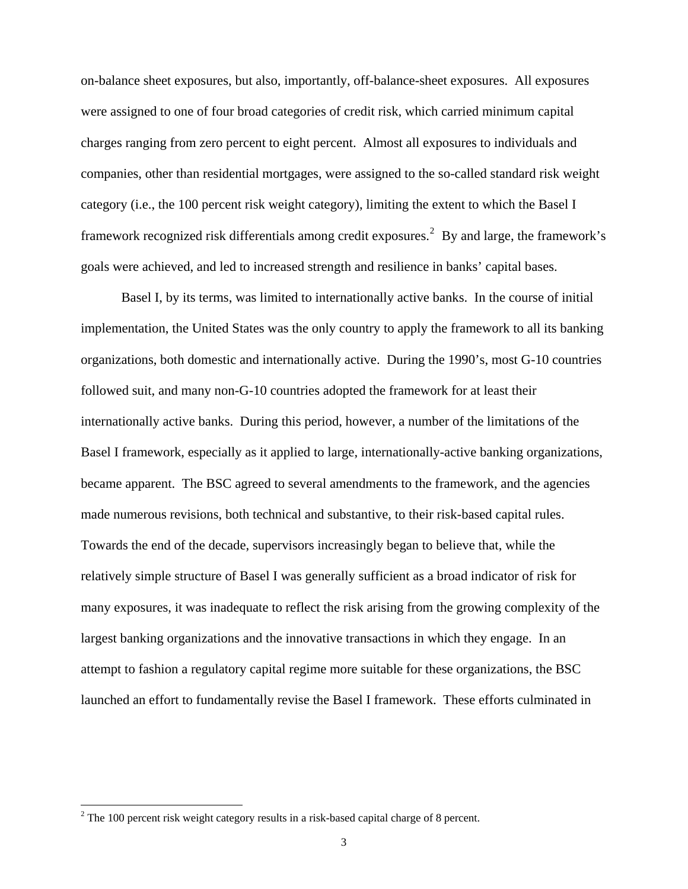on-balance sheet exposures, but also, importantly, off-balance-sheet exposures. All exposures were assigned to one of four broad categories of credit risk, which carried minimum capital charges ranging from zero percent to eight percent. Almost all exposures to individuals and companies, other than residential mortgages, were assigned to the so-called standard risk weight category (i.e., the 100 percent risk weight category), limiting the extent to which the Basel I framework recognized risk differentials among credit exposures.[2] By and large, the framework's goals were achieved, and led to increased strength and resilience in banks' capital bases.

Basel I, by its terms, was limited to internationally active banks. In the course of initial implementation, the United States was the only country to apply the framework to all its banking organizations, both domestic and internationally active. During the 1990's, most G-10 countries followed suit, and many non-G-10 countries adopted the framework for at least their internationally active banks. During this period, however, a number of the limitations of the Basel I framework, especially as it applied to large, internationally-active banking organizations, became apparent. The BSC agreed to several amendments to the framework, and the agencies made numerous revisions, both technical and substantive, to their risk-based capital rules. Towards the end of the decade, supervisors increasingly began to believe that, while the relatively simple structure of Basel I was generally sufficient as a broad indicator of risk for many exposures, it was inadequate to reflect the risk arising from the growing complexity of the largest banking organizations and the innovative transactions in which they engage. In an attempt to fashion a regulatory capital regime more suitable for these organizations, the BSC launched an effort to fundamentally revise the Basel I framework. These efforts culminated in

[2] The 100 percent risk weight category results in a risk-based capital charge of 8 percent.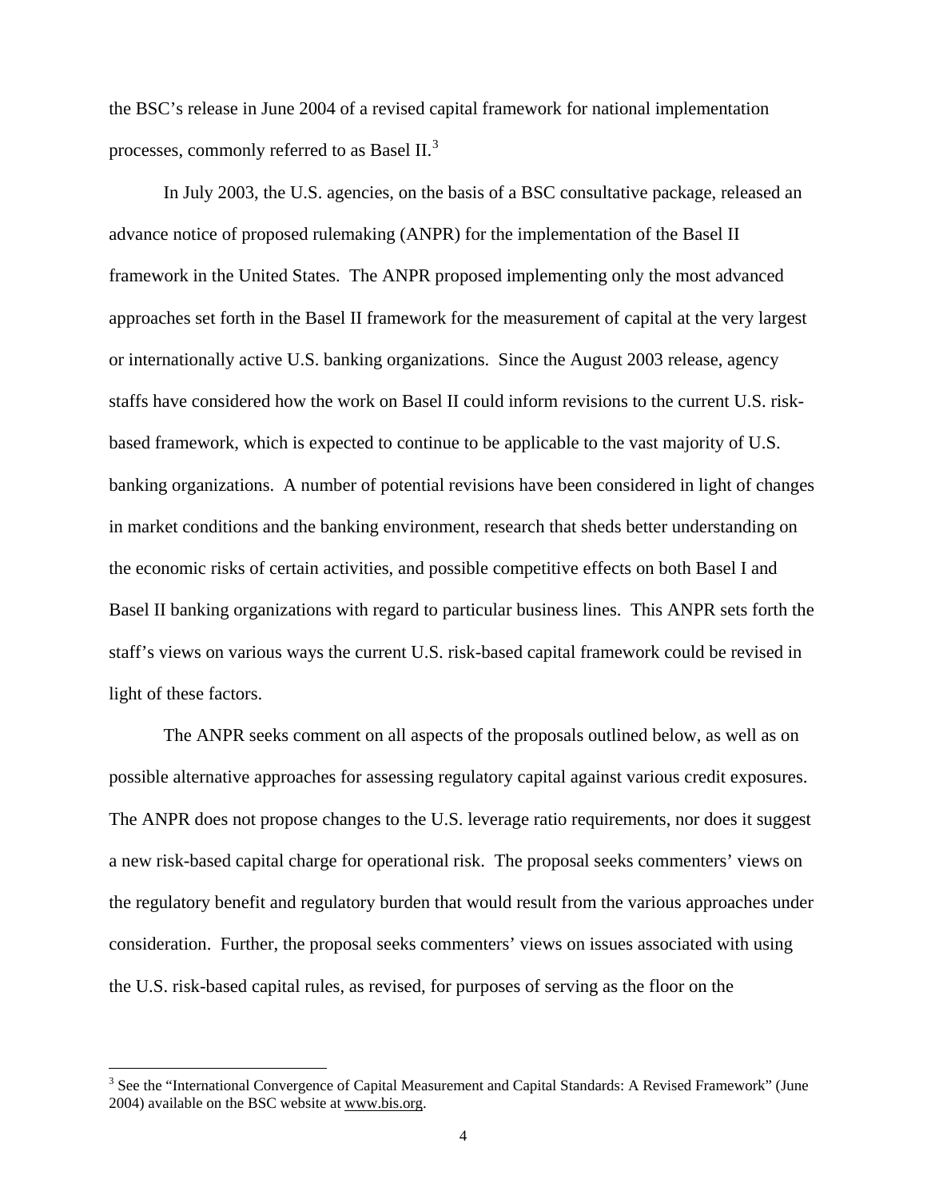the BSC's release in June 2004 of a revised capital framework for national implementation processes, commonly referred to as Basel II.[3]

In July 2003, the U.S. agencies, on the basis of a BSC consultative package, released an advance notice of proposed rulemaking (ANPR) for the implementation of the Basel II framework in the United States. The ANPR proposed implementing only the most advanced approaches set forth in the Basel II framework for the measurement of capital at the very largest or internationally active U.S. banking organizations. Since the August 2003 release, agency staffs have considered how the work on Basel II could inform revisions to the current U.S. risk-based framework, which is expected to continue to be applicable to the vast majority of U.S. banking organizations. A number of potential revisions have been considered in light of changes in market conditions and the banking environment, research that sheds better understanding on the economic risks of certain activities, and possible competitive effects on both Basel I and Basel II banking organizations with regard to particular business lines. This ANPR sets forth the staff's views on various ways the current U.S. risk-based capital framework could be revised in light of these factors.

The ANPR seeks comment on all aspects of the proposals outlined below, as well as on possible alternative approaches for assessing regulatory capital against various credit exposures. The ANPR does not propose changes to the U.S. leverage ratio requirements, nor does it suggest a new risk-based capital charge for operational risk. The proposal seeks commenters' views on the regulatory benefit and regulatory burden that would result from the various approaches under consideration. Further, the proposal seeks commenters' views on issues associated with using the U.S. risk-based capital rules, as revised, for purposes of serving as the floor on the

---

[3] See the "International Convergence of Capital Measurement and Capital Standards: A Revised Framework" (June 2004) available on the BSC website at www.bis.org.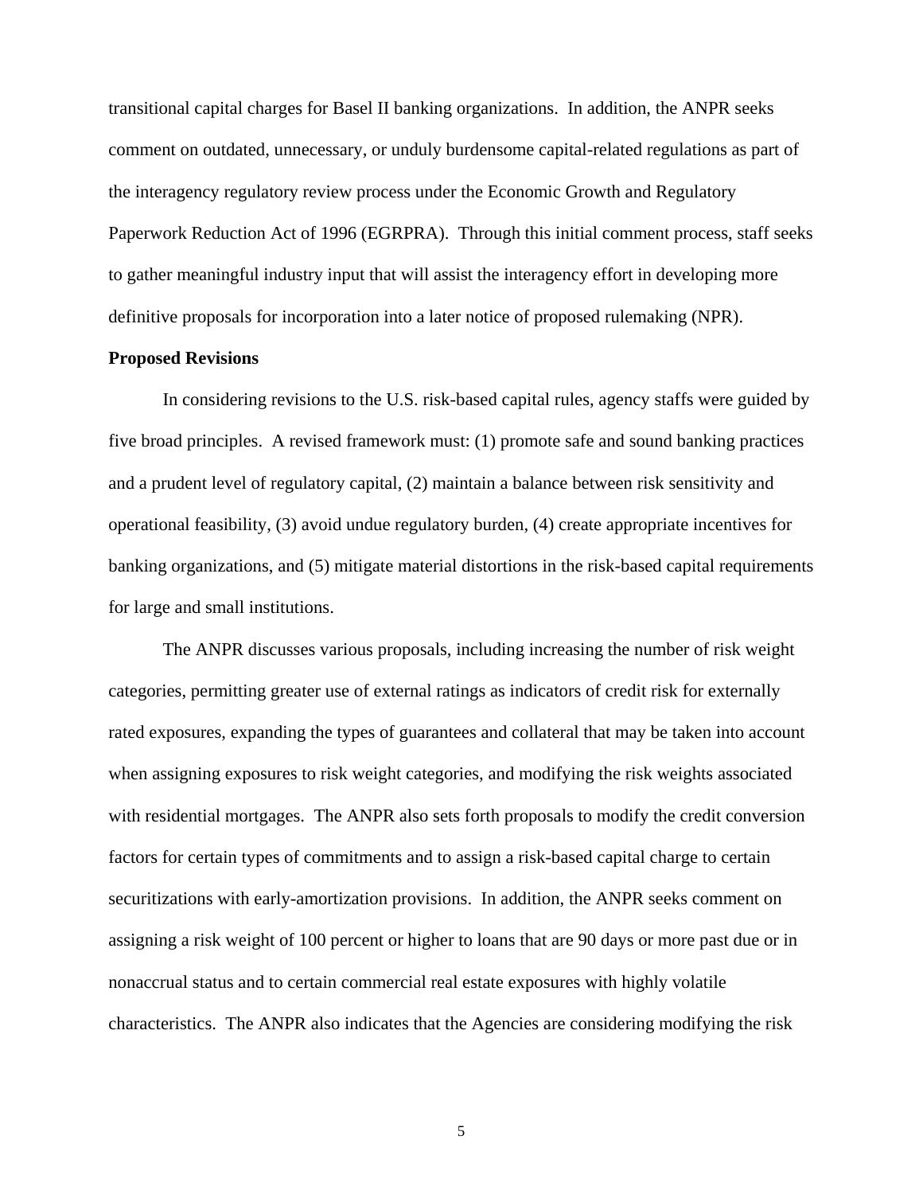transitional capital charges for Basel II banking organizations. In addition, the ANPR seeks comment on outdated, unnecessary, or unduly burdensome capital-related regulations as part of the interagency regulatory review process under the Economic Growth and Regulatory Paperwork Reduction Act of 1996 (EGRPRA). Through this initial comment process, staff seeks to gather meaningful industry input that will assist the interagency effort in developing more definitive proposals for incorporation into a later notice of proposed rulemaking (NPR).

**Proposed Revisions**

In considering revisions to the U.S. risk-based capital rules, agency staffs were guided by five broad principles. A revised framework must: (1) promote safe and sound banking practices and a prudent level of regulatory capital, (2) maintain a balance between risk sensitivity and operational feasibility, (3) avoid undue regulatory burden, (4) create appropriate incentives for banking organizations, and (5) mitigate material distortions in the risk-based capital requirements for large and small institutions.

The ANPR discusses various proposals, including increasing the number of risk weight categories, permitting greater use of external ratings as indicators of credit risk for externally rated exposures, expanding the types of guarantees and collateral that may be taken into account when assigning exposures to risk weight categories, and modifying the risk weights associated with residential mortgages. The ANPR also sets forth proposals to modify the credit conversion factors for certain types of commitments and to assign a risk-based capital charge to certain securitizations with early-amortization provisions. In addition, the ANPR seeks comment on assigning a risk weight of 100 percent or higher to loans that are 90 days or more past due or in nonaccrual status and to certain commercial real estate exposures with highly volatile characteristics. The ANPR also indicates that the Agencies are considering modifying the risk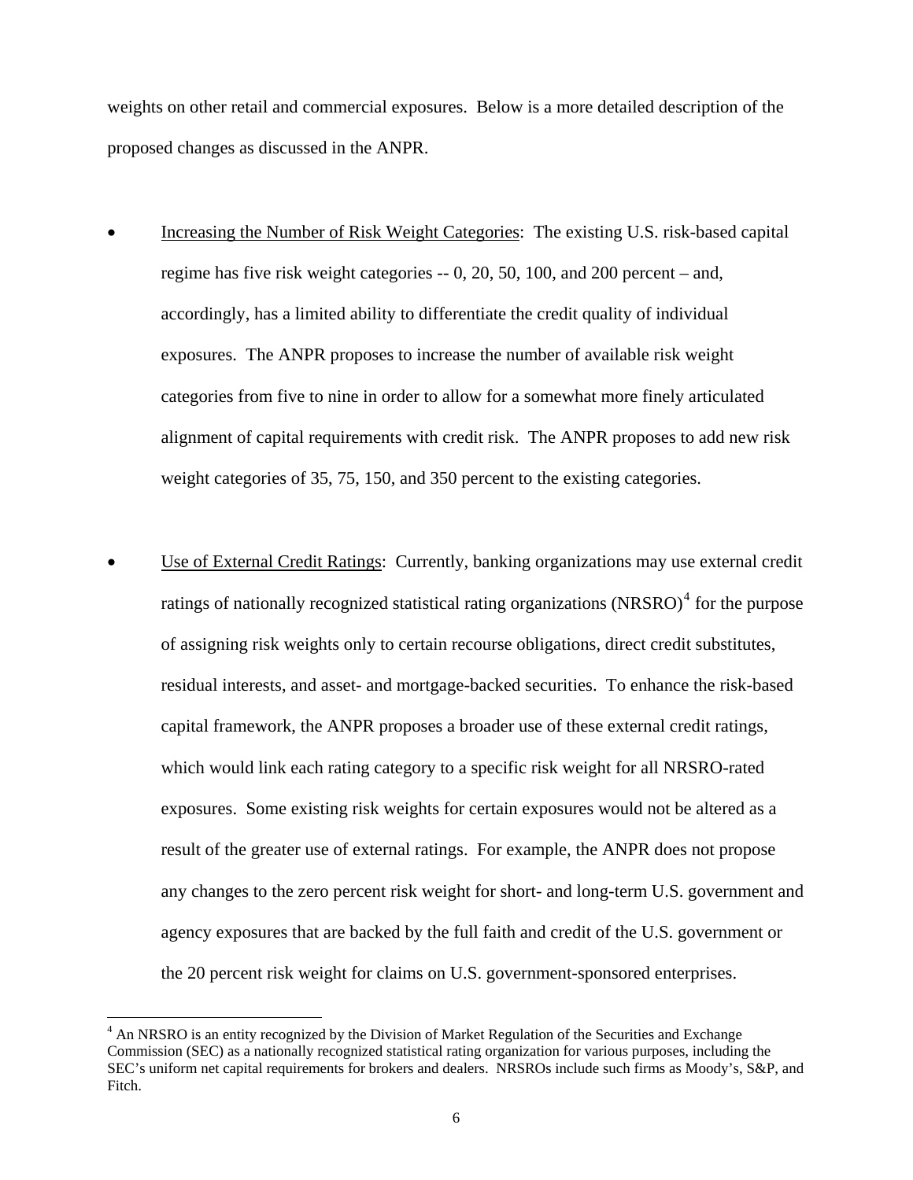weights on other retail and commercial exposures. Below is a more detailed description of the proposed changes as discussed in the ANPR.

- Increasing the Number of Risk Weight Categories: The existing U.S. risk-based capital regime has five risk weight categories -- 0, 20, 50, 100, and 200 percent – and, accordingly, has a limited ability to differentiate the credit quality of individual exposures. The ANPR proposes to increase the number of available risk weight categories from five to nine in order to allow for a somewhat more finely articulated alignment of capital requirements with credit risk. The ANPR proposes to add new risk weight categories of 35, 75, 150, and 350 percent to the existing categories.

- Use of External Credit Ratings: Currently, banking organizations may use external credit ratings of nationally recognized statistical rating organizations (NRSRO)[4] for the purpose of assigning risk weights only to certain recourse obligations, direct credit substitutes, residual interests, and asset- and mortgage-backed securities. To enhance the risk-based capital framework, the ANPR proposes a broader use of these external credit ratings, which would link each rating category to a specific risk weight for all NRSRO-rated exposures. Some existing risk weights for certain exposures would not be altered as a result of the greater use of external ratings. For example, the ANPR does not propose any changes to the zero percent risk weight for short- and long-term U.S. government and agency exposures that are backed by the full faith and credit of the U.S. government or the 20 percent risk weight for claims on U.S. government-sponsored enterprises.

[4] An NRSRO is an entity recognized by the Division of Market Regulation of the Securities and Exchange Commission (SEC) as a nationally recognized statistical rating organization for various purposes, including the SEC's uniform net capital requirements for brokers and dealers. NRSROs include such firms as Moody's, S&P, and Fitch.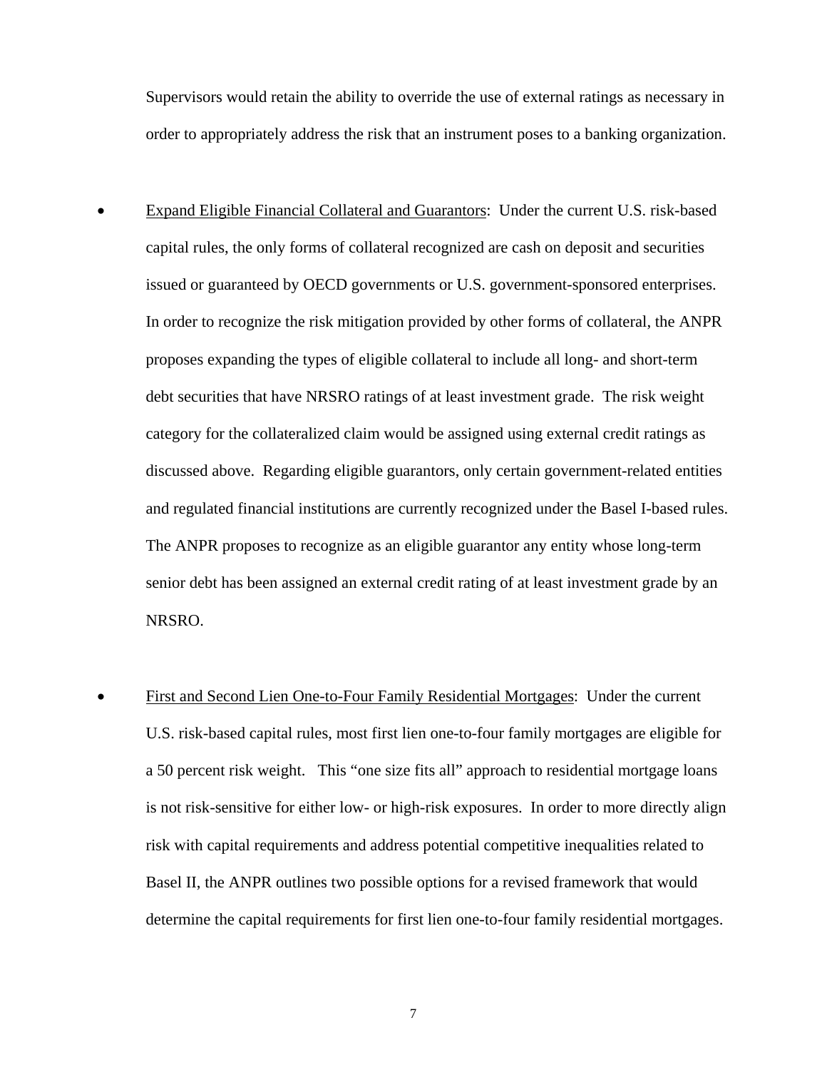Supervisors would retain the ability to override the use of external ratings as necessary in order to appropriately address the risk that an instrument poses to a banking organization.

- Expand Eligible Financial Collateral and Guarantors: Under the current U.S. risk-based capital rules, the only forms of collateral recognized are cash on deposit and securities issued or guaranteed by OECD governments or U.S. government-sponsored enterprises. In order to recognize the risk mitigation provided by other forms of collateral, the ANPR proposes expanding the types of eligible collateral to include all long- and short-term debt securities that have NRSRO ratings of at least investment grade. The risk weight category for the collateralized claim would be assigned using external credit ratings as discussed above. Regarding eligible guarantors, only certain government-related entities and regulated financial institutions are currently recognized under the Basel I-based rules. The ANPR proposes to recognize as an eligible guarantor any entity whose long-term senior debt has been assigned an external credit rating of at least investment grade by an NRSRO.

- First and Second Lien One-to-Four Family Residential Mortgages: Under the current U.S. risk-based capital rules, most first lien one-to-four family mortgages are eligible for a 50 percent risk weight. This "one size fits all" approach to residential mortgage loans is not risk-sensitive for either low- or high-risk exposures. In order to more directly align risk with capital requirements and address potential competitive inequalities related to Basel II, the ANPR outlines two possible options for a revised framework that would determine the capital requirements for first lien one-to-four family residential mortgages.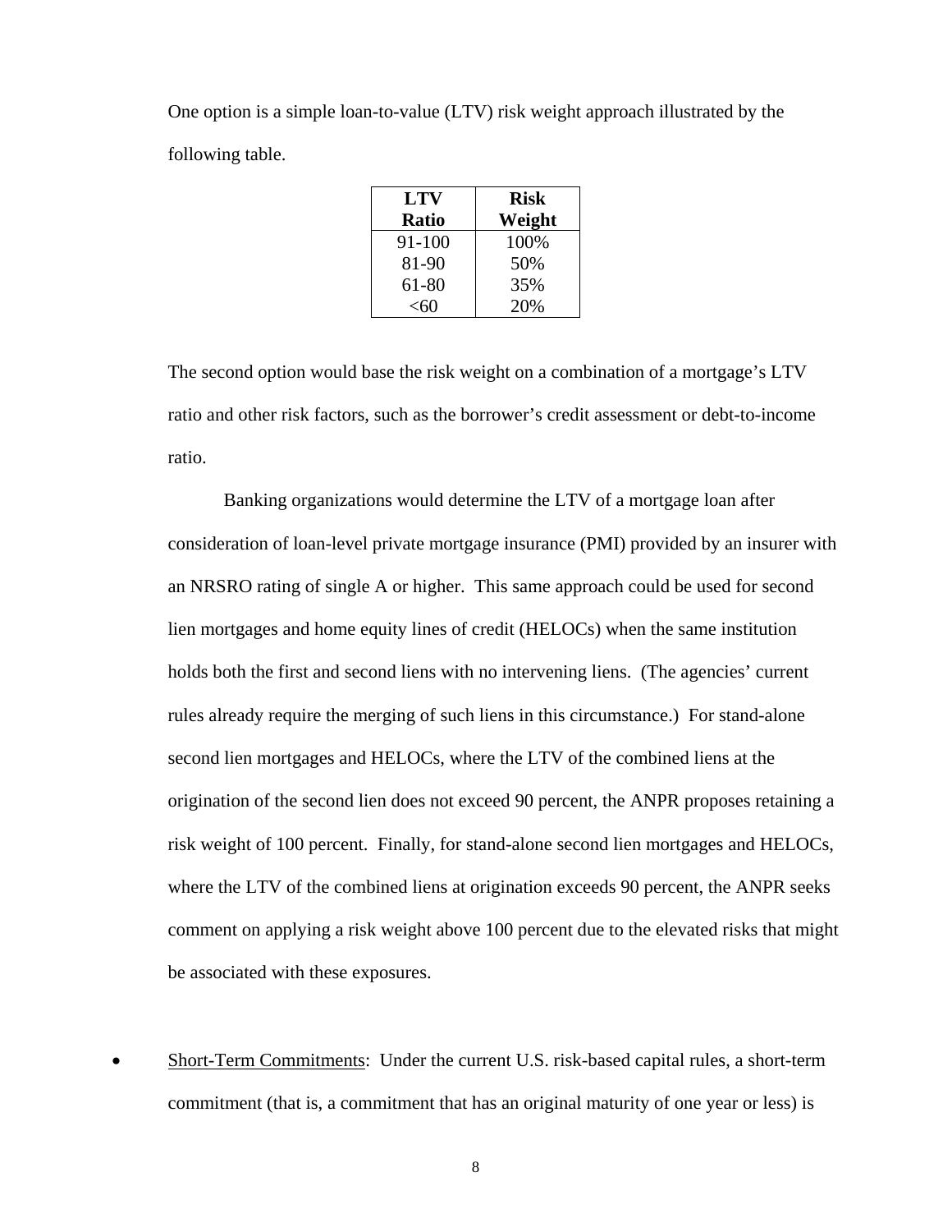One option is a simple loan-to-value (LTV) risk weight approach illustrated by the following table.

| LTV Ratio | Risk Weight |
|---|---|
| 91-100 | 100% |
| 81-90 | 50% |
| 61-80 | 35% |
| <60 | 20% |

The second option would base the risk weight on a combination of a mortgage's LTV ratio and other risk factors, such as the borrower's credit assessment or debt-to-income ratio.

Banking organizations would determine the LTV of a mortgage loan after consideration of loan-level private mortgage insurance (PMI) provided by an insurer with an NRSRO rating of single A or higher. This same approach could be used for second lien mortgages and home equity lines of credit (HELOCs) when the same institution holds both the first and second liens with no intervening liens. (The agencies' current rules already require the merging of such liens in this circumstance.) For stand-alone second lien mortgages and HELOCs, where the LTV of the combined liens at the origination of the second lien does not exceed 90 percent, the ANPR proposes retaining a risk weight of 100 percent. Finally, for stand-alone second lien mortgages and HELOCs, where the LTV of the combined liens at origination exceeds 90 percent, the ANPR seeks comment on applying a risk weight above 100 percent due to the elevated risks that might be associated with these exposures.

- Short-Term Commitments: Under the current U.S. risk-based capital rules, a short-term commitment (that is, a commitment that has an original maturity of one year or less) is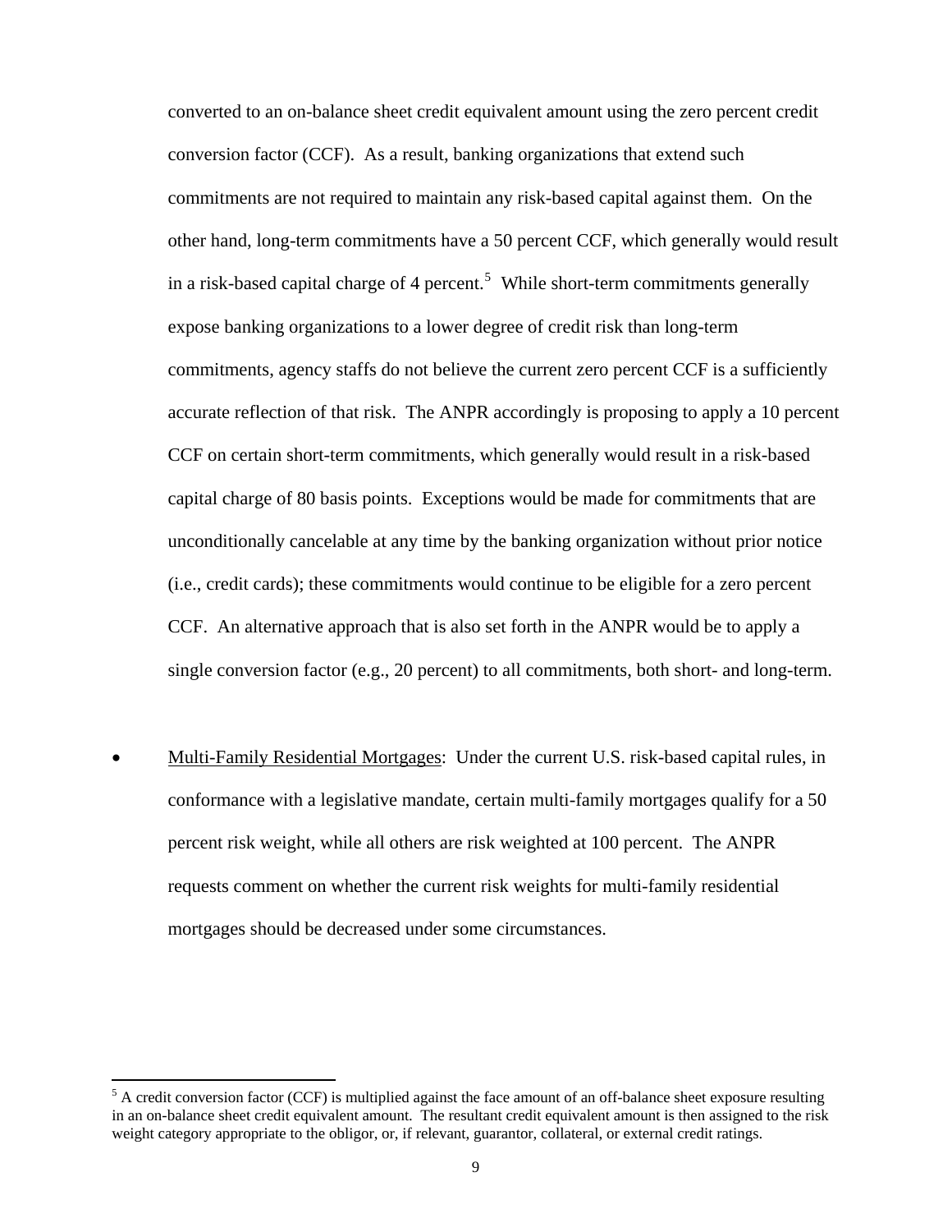converted to an on-balance sheet credit equivalent amount using the zero percent credit conversion factor (CCF). As a result, banking organizations that extend such commitments are not required to maintain any risk-based capital against them. On the other hand, long-term commitments have a 50 percent CCF, which generally would result in a risk-based capital charge of 4 percent.[5] While short-term commitments generally expose banking organizations to a lower degree of credit risk than long-term commitments, agency staffs do not believe the current zero percent CCF is a sufficiently accurate reflection of that risk. The ANPR accordingly is proposing to apply a 10 percent CCF on certain short-term commitments, which generally would result in a risk-based capital charge of 80 basis points. Exceptions would be made for commitments that are unconditionally cancelable at any time by the banking organization without prior notice (i.e., credit cards); these commitments would continue to be eligible for a zero percent CCF. An alternative approach that is also set forth in the ANPR would be to apply a single conversion factor (e.g., 20 percent) to all commitments, both short- and long-term.

- Multi-Family Residential Mortgages: Under the current U.S. risk-based capital rules, in conformance with a legislative mandate, certain multi-family mortgages qualify for a 50 percent risk weight, while all others are risk weighted at 100 percent. The ANPR requests comment on whether the current risk weights for multi-family residential mortgages should be decreased under some circumstances.

[5] A credit conversion factor (CCF) is multiplied against the face amount of an off-balance sheet exposure resulting in an on-balance sheet credit equivalent amount. The resultant credit equivalent amount is then assigned to the risk weight category appropriate to the obligor, or, if relevant, guarantor, collateral, or external credit ratings.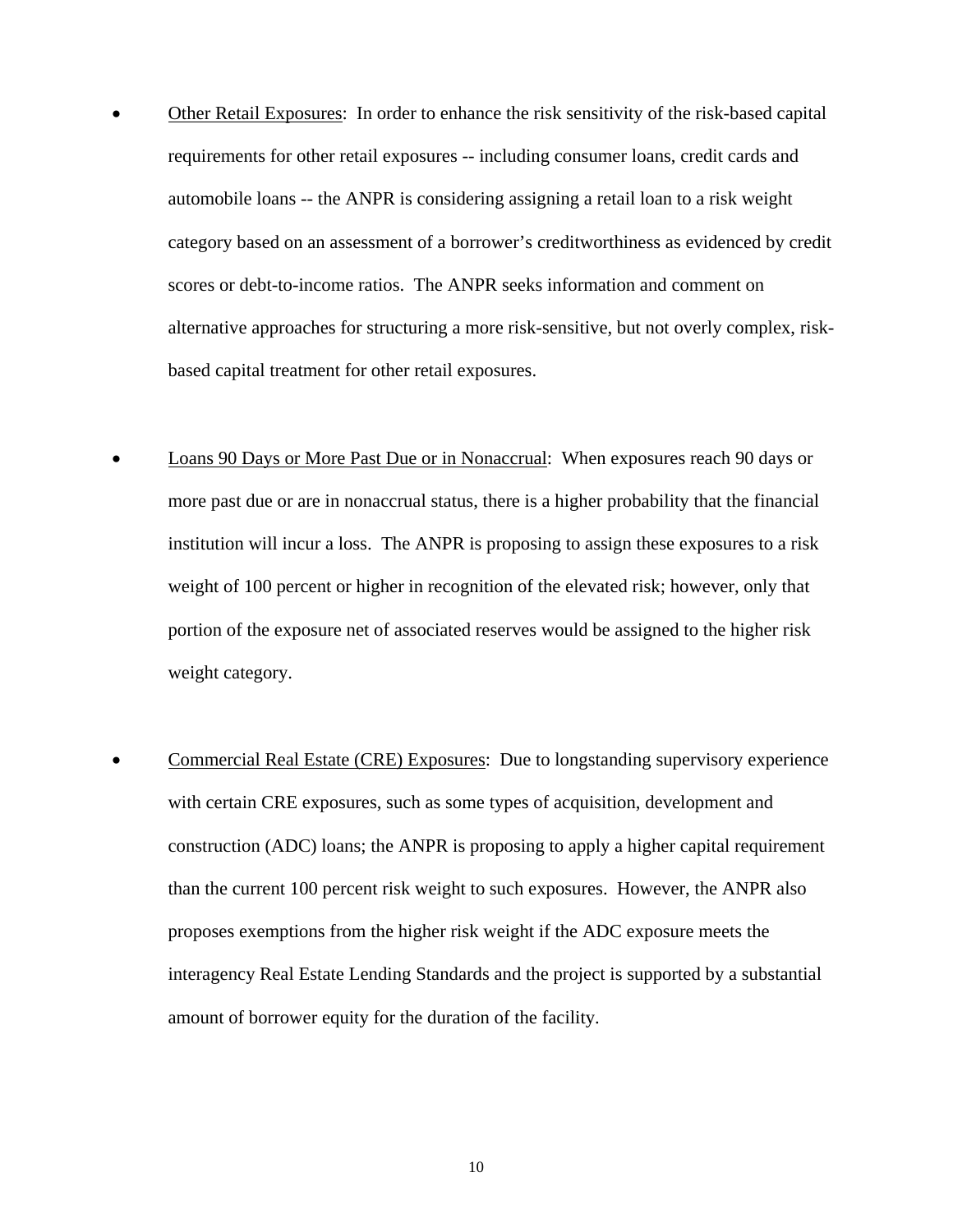- Other Retail Exposures: In order to enhance the risk sensitivity of the risk-based capital requirements for other retail exposures -- including consumer loans, credit cards and automobile loans -- the ANPR is considering assigning a retail loan to a risk weight category based on an assessment of a borrower's creditworthiness as evidenced by credit scores or debt-to-income ratios. The ANPR seeks information and comment on alternative approaches for structuring a more risk-sensitive, but not overly complex, risk-based capital treatment for other retail exposures.

- Loans 90 Days or More Past Due or in Nonaccrual: When exposures reach 90 days or more past due or are in nonaccrual status, there is a higher probability that the financial institution will incur a loss. The ANPR is proposing to assign these exposures to a risk weight of 100 percent or higher in recognition of the elevated risk; however, only that portion of the exposure net of associated reserves would be assigned to the higher risk weight category.

- Commercial Real Estate (CRE) Exposures: Due to longstanding supervisory experience with certain CRE exposures, such as some types of acquisition, development and construction (ADC) loans; the ANPR is proposing to apply a higher capital requirement than the current 100 percent risk weight to such exposures. However, the ANPR also proposes exemptions from the higher risk weight if the ADC exposure meets the interagency Real Estate Lending Standards and the project is supported by a substantial amount of borrower equity for the duration of the facility.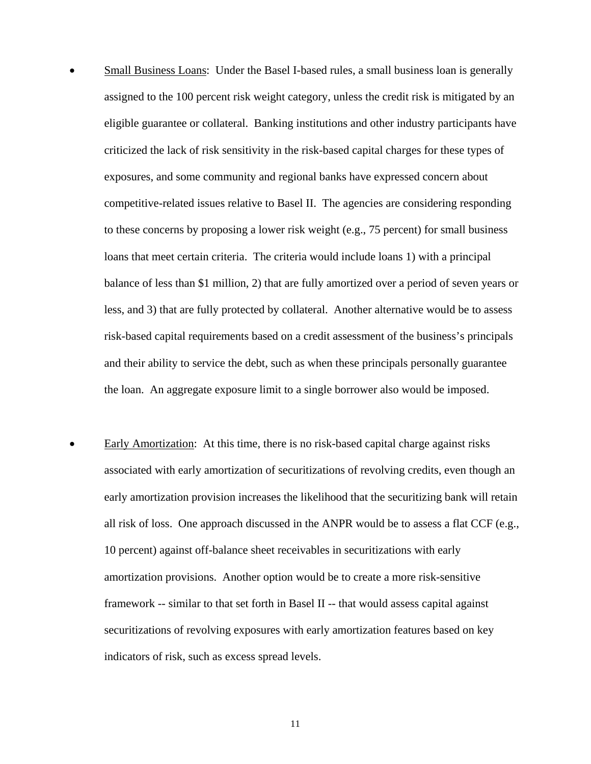- Small Business Loans: Under the Basel I-based rules, a small business loan is generally assigned to the 100 percent risk weight category, unless the credit risk is mitigated by an eligible guarantee or collateral. Banking institutions and other industry participants have criticized the lack of risk sensitivity in the risk-based capital charges for these types of exposures, and some community and regional banks have expressed concern about competitive-related issues relative to Basel II. The agencies are considering responding to these concerns by proposing a lower risk weight (e.g., 75 percent) for small business loans that meet certain criteria. The criteria would include loans 1) with a principal balance of less than $1 million, 2) that are fully amortized over a period of seven years or less, and 3) that are fully protected by collateral. Another alternative would be to assess risk-based capital requirements based on a credit assessment of the business's principals and their ability to service the debt, such as when these principals personally guarantee the loan. An aggregate exposure limit to a single borrower also would be imposed.

- Early Amortization: At this time, there is no risk-based capital charge against risks associated with early amortization of securitizations of revolving credits, even though an early amortization provision increases the likelihood that the securitizing bank will retain all risk of loss. One approach discussed in the ANPR would be to assess a flat CCF (e.g., 10 percent) against off-balance sheet receivables in securitizations with early amortization provisions. Another option would be to create a more risk-sensitive framework -- similar to that set forth in Basel II -- that would assess capital against securitizations of revolving exposures with early amortization features based on key indicators of risk, such as excess spread levels.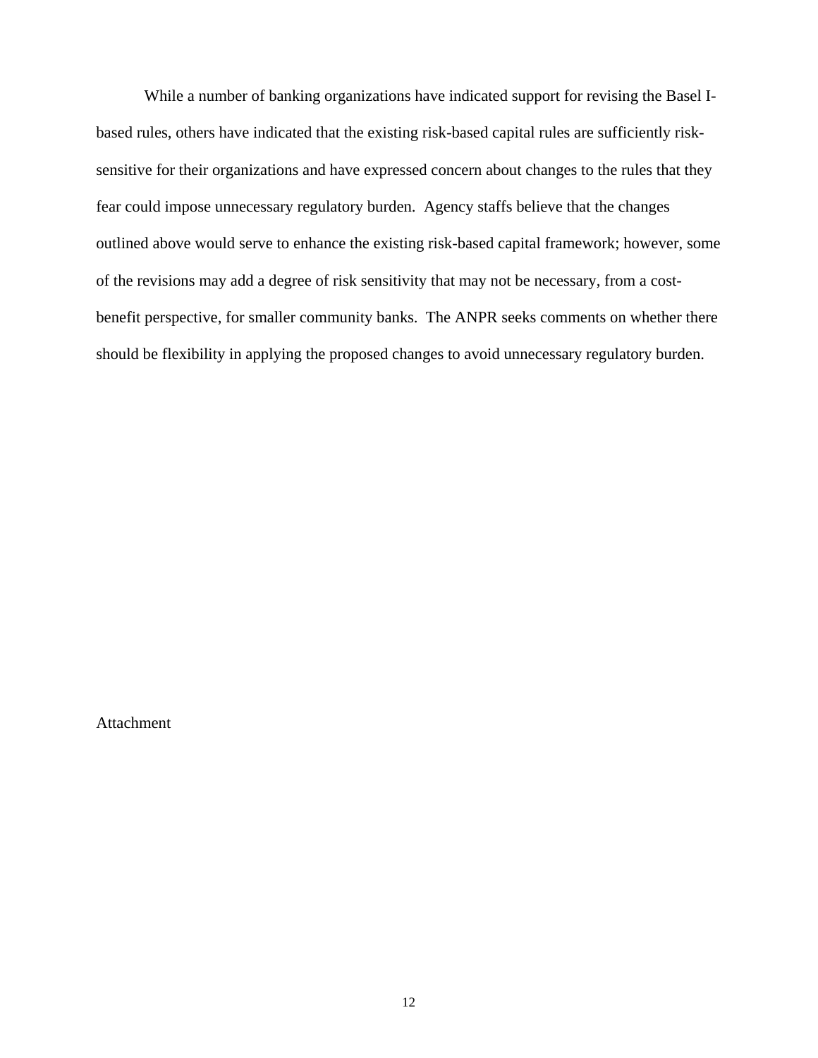While a number of banking organizations have indicated support for revising the Basel I-based rules, others have indicated that the existing risk-based capital rules are sufficiently risk-sensitive for their organizations and have expressed concern about changes to the rules that they fear could impose unnecessary regulatory burden. Agency staffs believe that the changes outlined above would serve to enhance the existing risk-based capital framework; however, some of the revisions may add a degree of risk sensitivity that may not be necessary, from a cost-benefit perspective, for smaller community banks. The ANPR seeks comments on whether there should be flexibility in applying the proposed changes to avoid unnecessary regulatory burden.

Attachment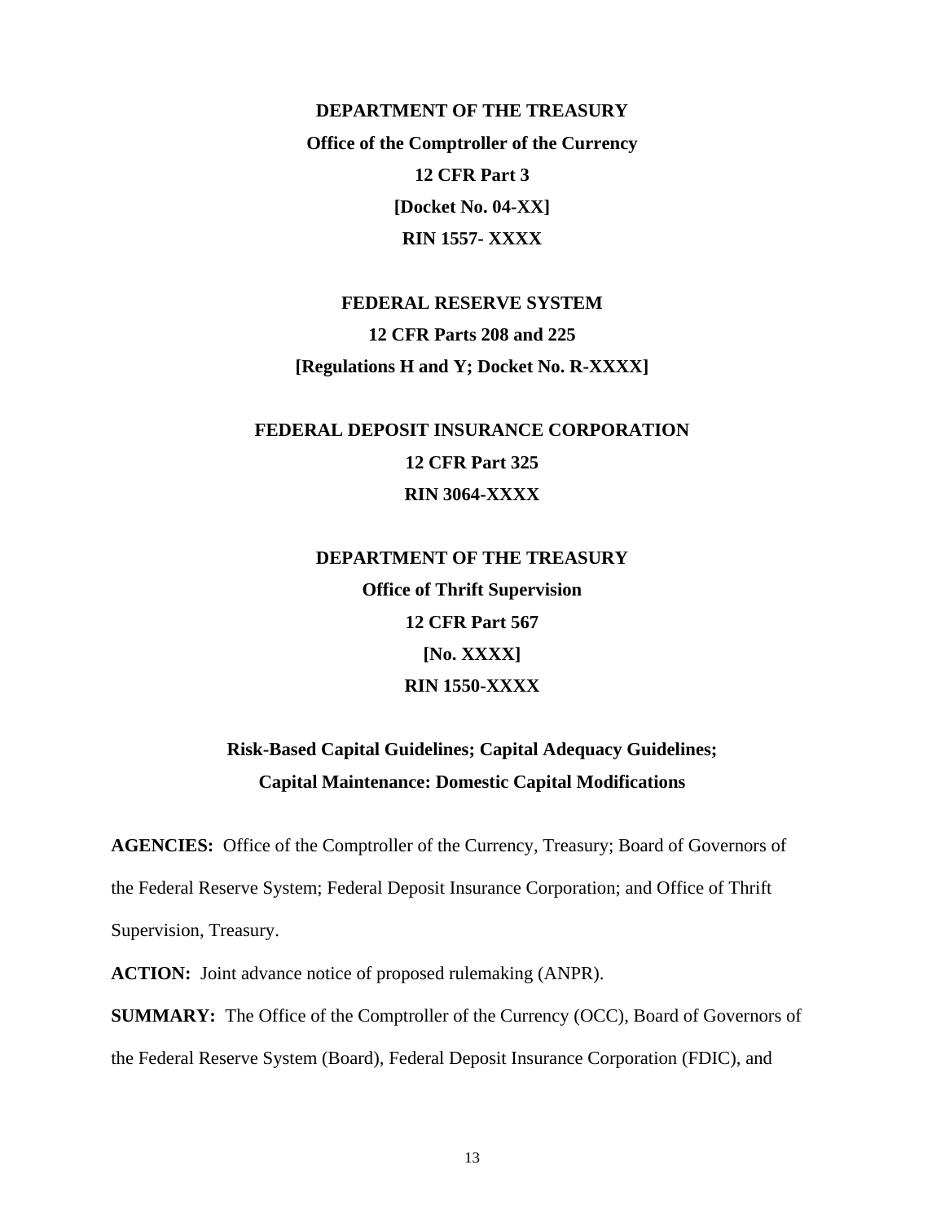**DEPARTMENT OF THE TREASURY**

**Office of the Comptroller of the Currency**

**12 CFR Part 3**

**[Docket No. 04-XX]**

**RIN 1557- XXXX**

**FEDERAL RESERVE SYSTEM**

**12 CFR Parts 208 and 225**

**[Regulations H and Y; Docket No. R-XXXX]**

**FEDERAL DEPOSIT INSURANCE CORPORATION**

**12 CFR Part 325**

**RIN 3064-XXXX**

**DEPARTMENT OF THE TREASURY**

**Office of Thrift Supervision**

**12 CFR Part 567**

**[No. XXXX]**

**RIN 1550-XXXX**

## Risk-Based Capital Guidelines; Capital Adequacy Guidelines; Capital Maintenance: Domestic Capital Modifications

**AGENCIES:** Office of the Comptroller of the Currency, Treasury; Board of Governors of the Federal Reserve System; Federal Deposit Insurance Corporation; and Office of Thrift Supervision, Treasury.

**ACTION:** Joint advance notice of proposed rulemaking (ANPR).

**SUMMARY:** The Office of the Comptroller of the Currency (OCC), Board of Governors of the Federal Reserve System (Board), Federal Deposit Insurance Corporation (FDIC), and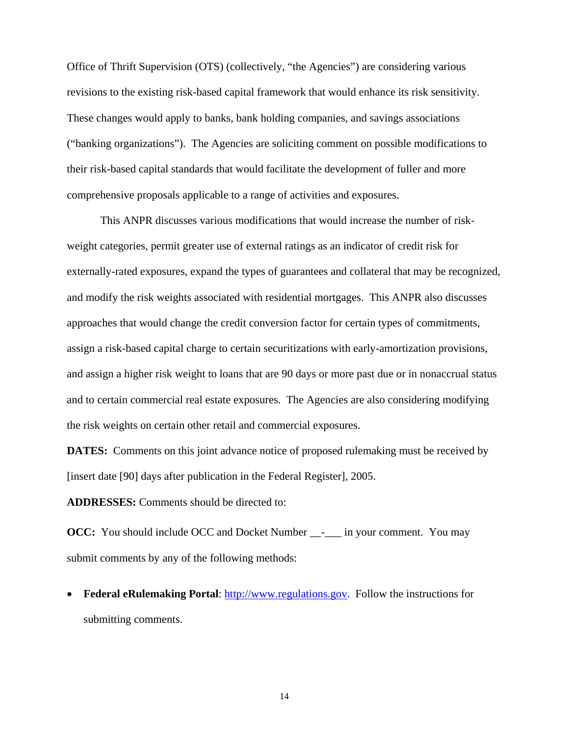Office of Thrift Supervision (OTS) (collectively, "the Agencies") are considering various revisions to the existing risk-based capital framework that would enhance its risk sensitivity. These changes would apply to banks, bank holding companies, and savings associations ("banking organizations"). The Agencies are soliciting comment on possible modifications to their risk-based capital standards that would facilitate the development of fuller and more comprehensive proposals applicable to a range of activities and exposures.

This ANPR discusses various modifications that would increase the number of risk-weight categories, permit greater use of external ratings as an indicator of credit risk for externally-rated exposures, expand the types of guarantees and collateral that may be recognized, and modify the risk weights associated with residential mortgages. This ANPR also discusses approaches that would change the credit conversion factor for certain types of commitments, assign a risk-based capital charge to certain securitizations with early-amortization provisions, and assign a higher risk weight to loans that are 90 days or more past due or in nonaccrual status and to certain commercial real estate exposures. The Agencies are also considering modifying the risk weights on certain other retail and commercial exposures.

**DATES:** Comments on this joint advance notice of proposed rulemaking must be received by [insert date [90] days after publication in the Federal Register], 2005.

**ADDRESSES:** Comments should be directed to:

**OCC:** You should include OCC and Docket Number __-___ in your comment. You may submit comments by any of the following methods:

- **Federal eRulemaking Portal**: http://www.regulations.gov. Follow the instructions for submitting comments.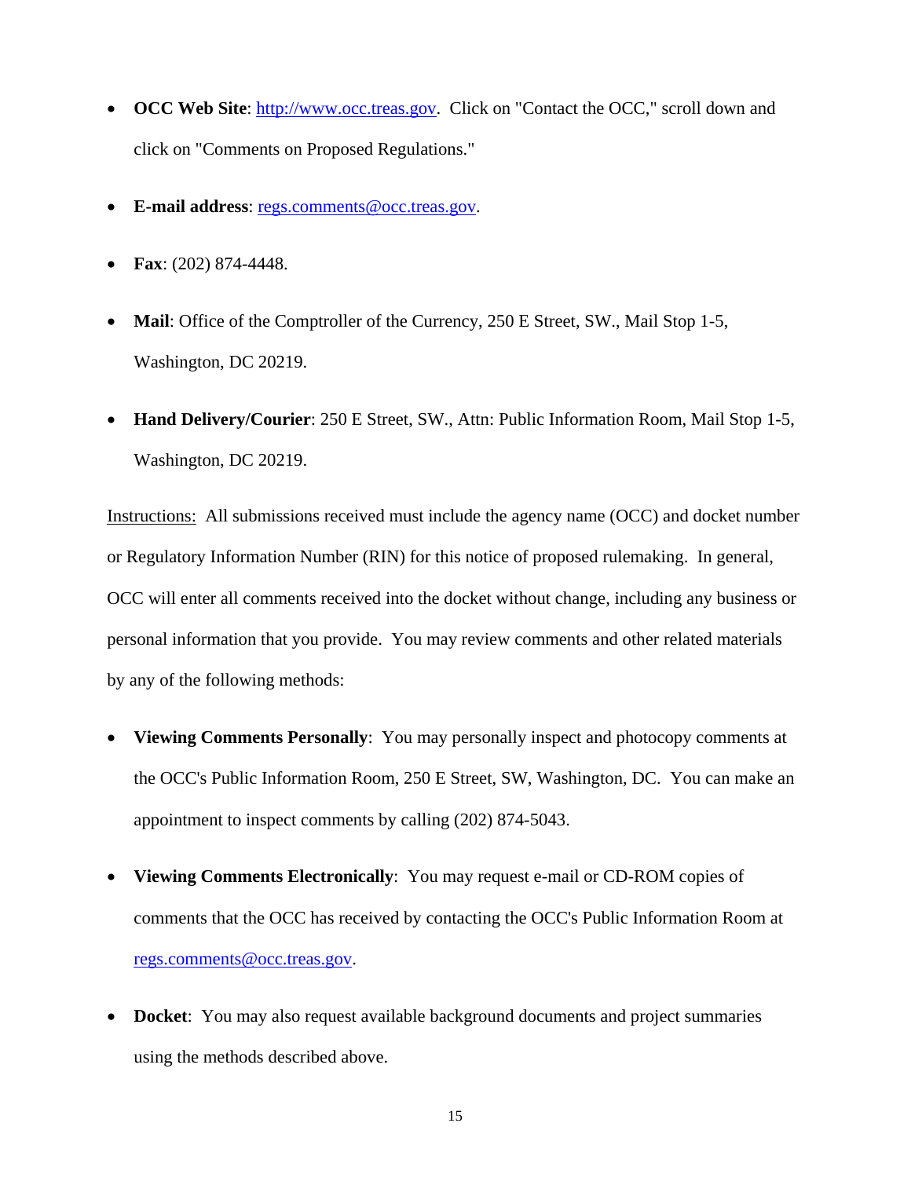- **OCC Web Site**: http://www.occ.treas.gov. Click on "Contact the OCC," scroll down and click on "Comments on Proposed Regulations."

- **E-mail address**: regs.comments@occ.treas.gov.

- **Fax**: (202) 874-4448.

- **Mail**: Office of the Comptroller of the Currency, 250 E Street, SW., Mail Stop 1-5, Washington, DC 20219.

- **Hand Delivery/Courier**: 250 E Street, SW., Attn: Public Information Room, Mail Stop 1-5, Washington, DC 20219.

Instructions: All submissions received must include the agency name (OCC) and docket number or Regulatory Information Number (RIN) for this notice of proposed rulemaking. In general, OCC will enter all comments received into the docket without change, including any business or personal information that you provide. You may review comments and other related materials by any of the following methods:

- **Viewing Comments Personally**: You may personally inspect and photocopy comments at the OCC's Public Information Room, 250 E Street, SW, Washington, DC. You can make an appointment to inspect comments by calling (202) 874-5043.

- **Viewing Comments Electronically**: You may request e-mail or CD-ROM copies of comments that the OCC has received by contacting the OCC's Public Information Room at regs.comments@occ.treas.gov.

- **Docket**: You may also request available background documents and project summaries using the methods described above.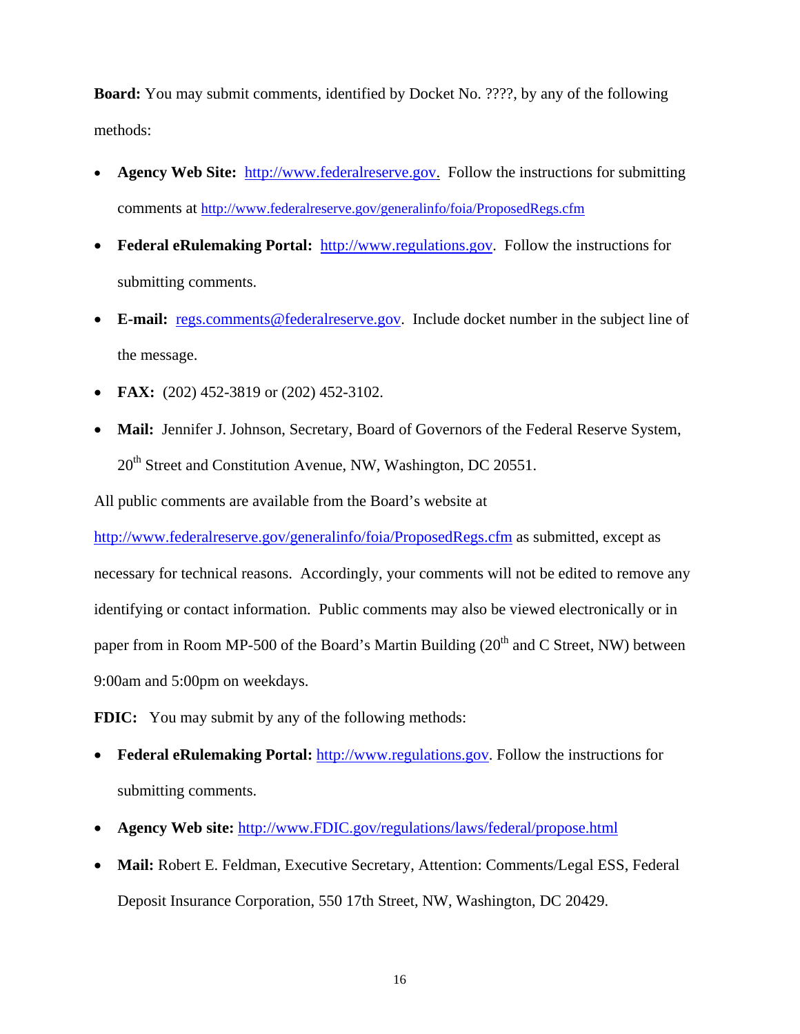**Board:** You may submit comments, identified by Docket No. ????, by any of the following methods:

- **Agency Web Site:** http://www.federalreserve.gov. Follow the instructions for submitting comments at http://www.federalreserve.gov/generalinfo/foia/ProposedRegs.cfm
- **Federal eRulemaking Portal:** http://www.regulations.gov. Follow the instructions for submitting comments.
- **E-mail:** regs.comments@federalreserve.gov. Include docket number in the subject line of the message.
- **FAX:** (202) 452-3819 or (202) 452-3102.
- **Mail:** Jennifer J. Johnson, Secretary, Board of Governors of the Federal Reserve System, 20th Street and Constitution Avenue, NW, Washington, DC 20551.

All public comments are available from the Board's website at http://www.federalreserve.gov/generalinfo/foia/ProposedRegs.cfm as submitted, except as necessary for technical reasons. Accordingly, your comments will not be edited to remove any identifying or contact information. Public comments may also be viewed electronically or in paper from in Room MP-500 of the Board's Martin Building (20th and C Street, NW) between 9:00am and 5:00pm on weekdays.

**FDIC:** You may submit by any of the following methods:

- **Federal eRulemaking Portal:** http://www.regulations.gov. Follow the instructions for submitting comments.
- **Agency Web site:** http://www.FDIC.gov/regulations/laws/federal/propose.html
- **Mail:** Robert E. Feldman, Executive Secretary, Attention: Comments/Legal ESS, Federal Deposit Insurance Corporation, 550 17th Street, NW, Washington, DC 20429.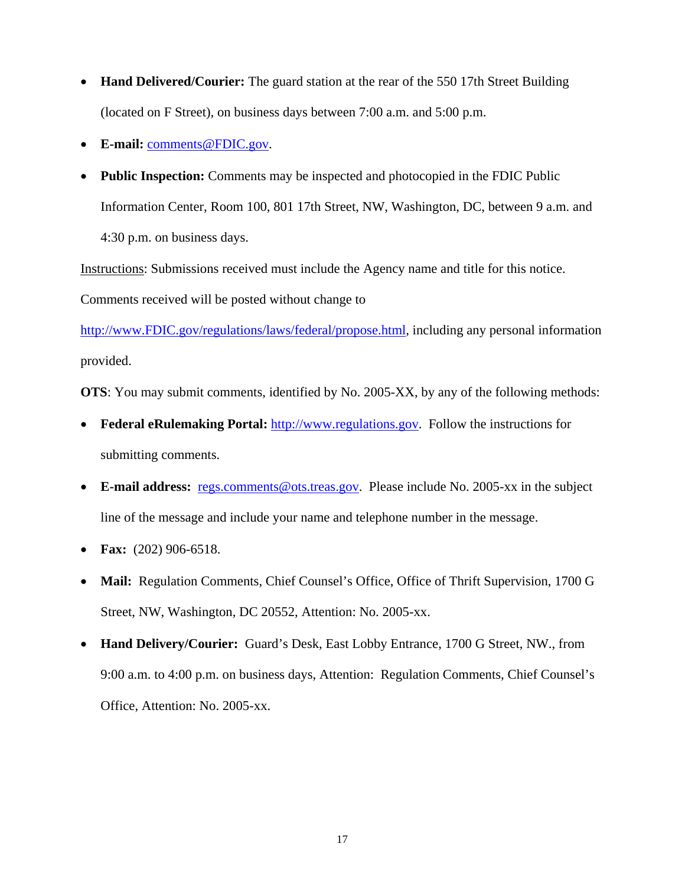- **Hand Delivered/Courier:** The guard station at the rear of the 550 17th Street Building (located on F Street), on business days between 7:00 a.m. and 5:00 p.m.
- **E-mail:** comments@FDIC.gov.
- **Public Inspection:** Comments may be inspected and photocopied in the FDIC Public Information Center, Room 100, 801 17th Street, NW, Washington, DC, between 9 a.m. and 4:30 p.m. on business days.

Instructions: Submissions received must include the Agency name and title for this notice. Comments received will be posted without change to http://www.FDIC.gov/regulations/laws/federal/propose.html, including any personal information provided.

**OTS**: You may submit comments, identified by No. 2005-XX, by any of the following methods:

- **Federal eRulemaking Portal:** http://www.regulations.gov. Follow the instructions for submitting comments.
- **E-mail address:** regs.comments@ots.treas.gov. Please include No. 2005-xx in the subject line of the message and include your name and telephone number in the message.
- **Fax:** (202) 906-6518.
- **Mail:** Regulation Comments, Chief Counsel's Office, Office of Thrift Supervision, 1700 G Street, NW, Washington, DC 20552, Attention: No. 2005-xx.
- **Hand Delivery/Courier:** Guard's Desk, East Lobby Entrance, 1700 G Street, NW., from 9:00 a.m. to 4:00 p.m. on business days, Attention: Regulation Comments, Chief Counsel's Office, Attention: No. 2005-xx.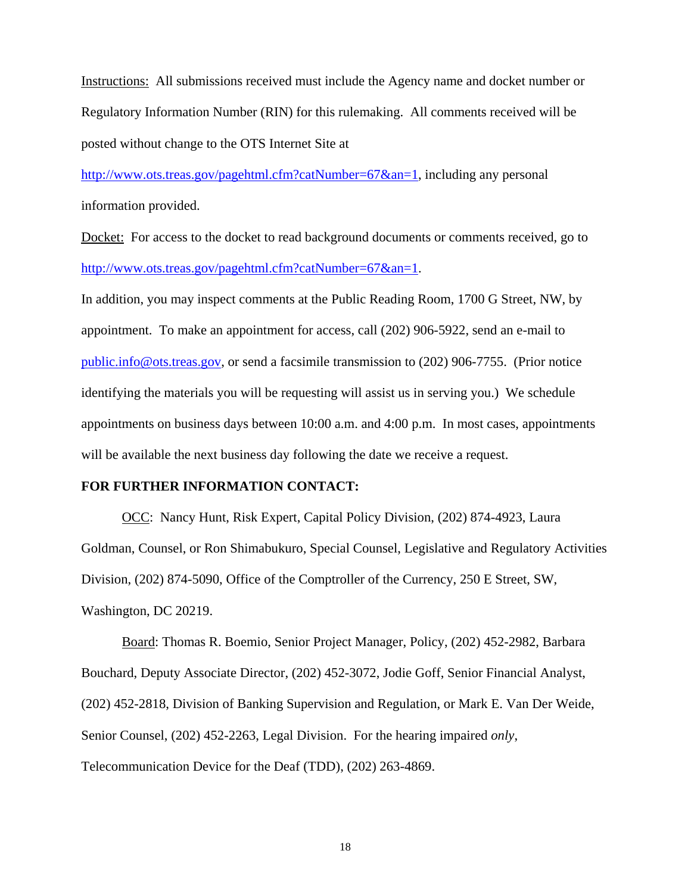Instructions: All submissions received must include the Agency name and docket number or Regulatory Information Number (RIN) for this rulemaking. All comments received will be posted without change to the OTS Internet Site at http://www.ots.treas.gov/pagehtml.cfm?catNumber=67&an=1, including any personal information provided.

Docket: For access to the docket to read background documents or comments received, go to http://www.ots.treas.gov/pagehtml.cfm?catNumber=67&an=1.

In addition, you may inspect comments at the Public Reading Room, 1700 G Street, NW, by appointment. To make an appointment for access, call (202) 906-5922, send an e-mail to public.info@ots.treas.gov, or send a facsimile transmission to (202) 906-7755. (Prior notice identifying the materials you will be requesting will assist us in serving you.) We schedule appointments on business days between 10:00 a.m. and 4:00 p.m. In most cases, appointments will be available the next business day following the date we receive a request.

**FOR FURTHER INFORMATION CONTACT:**

OCC: Nancy Hunt, Risk Expert, Capital Policy Division, (202) 874-4923, Laura Goldman, Counsel, or Ron Shimabukuro, Special Counsel, Legislative and Regulatory Activities Division, (202) 874-5090, Office of the Comptroller of the Currency, 250 E Street, SW, Washington, DC 20219.

Board: Thomas R. Boemio, Senior Project Manager, Policy, (202) 452-2982, Barbara Bouchard, Deputy Associate Director, (202) 452-3072, Jodie Goff, Senior Financial Analyst, (202) 452-2818, Division of Banking Supervision and Regulation, or Mark E. Van Der Weide, Senior Counsel, (202) 452-2263, Legal Division. For the hearing impaired *only*, Telecommunication Device for the Deaf (TDD), (202) 263-4869.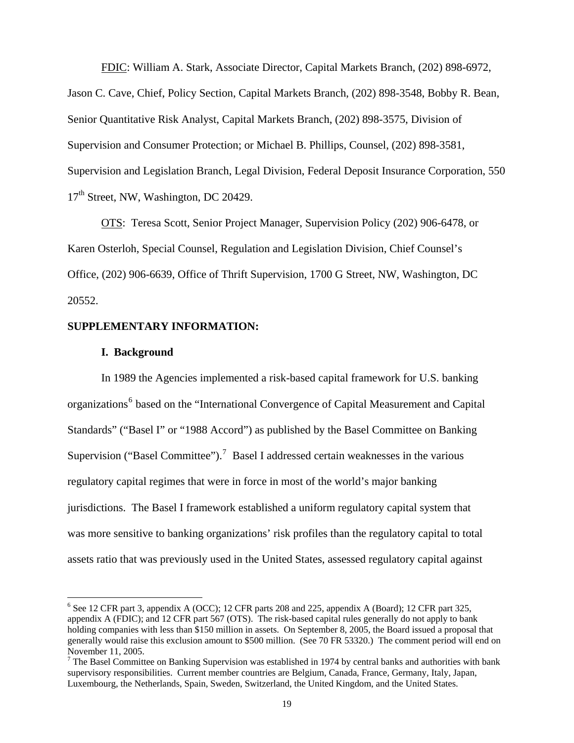FDIC: William A. Stark, Associate Director, Capital Markets Branch, (202) 898-6972, Jason C. Cave, Chief, Policy Section, Capital Markets Branch, (202) 898-3548, Bobby R. Bean, Senior Quantitative Risk Analyst, Capital Markets Branch, (202) 898-3575, Division of Supervision and Consumer Protection; or Michael B. Phillips, Counsel, (202) 898-3581, Supervision and Legislation Branch, Legal Division, Federal Deposit Insurance Corporation, 550 17th Street, NW, Washington, DC 20429.

OTS: Teresa Scott, Senior Project Manager, Supervision Policy (202) 906-6478, or Karen Osterloh, Special Counsel, Regulation and Legislation Division, Chief Counsel's Office, (202) 906-6639, Office of Thrift Supervision, 1700 G Street, NW, Washington, DC 20552.

**SUPPLEMENTARY INFORMATION:**

**I. Background**

In 1989 the Agencies implemented a risk-based capital framework for U.S. banking organizations[6] based on the "International Convergence of Capital Measurement and Capital Standards" ("Basel I" or "1988 Accord") as published by the Basel Committee on Banking Supervision ("Basel Committee").[7] Basel I addressed certain weaknesses in the various regulatory capital regimes that were in force in most of the world's major banking jurisdictions. The Basel I framework established a uniform regulatory capital system that was more sensitive to banking organizations' risk profiles than the regulatory capital to total assets ratio that was previously used in the United States, assessed regulatory capital against

[6] See 12 CFR part 3, appendix A (OCC); 12 CFR parts 208 and 225, appendix A (Board); 12 CFR part 325, appendix A (FDIC); and 12 CFR part 567 (OTS). The risk-based capital rules generally do not apply to bank holding companies with less than $150 million in assets. On September 8, 2005, the Board issued a proposal that generally would raise this exclusion amount to $500 million. (See 70 FR 53320.) The comment period will end on November 11, 2005.

[7] The Basel Committee on Banking Supervision was established in 1974 by central banks and authorities with bank supervisory responsibilities. Current member countries are Belgium, Canada, France, Germany, Italy, Japan, Luxembourg, the Netherlands, Spain, Sweden, Switzerland, the United Kingdom, and the United States.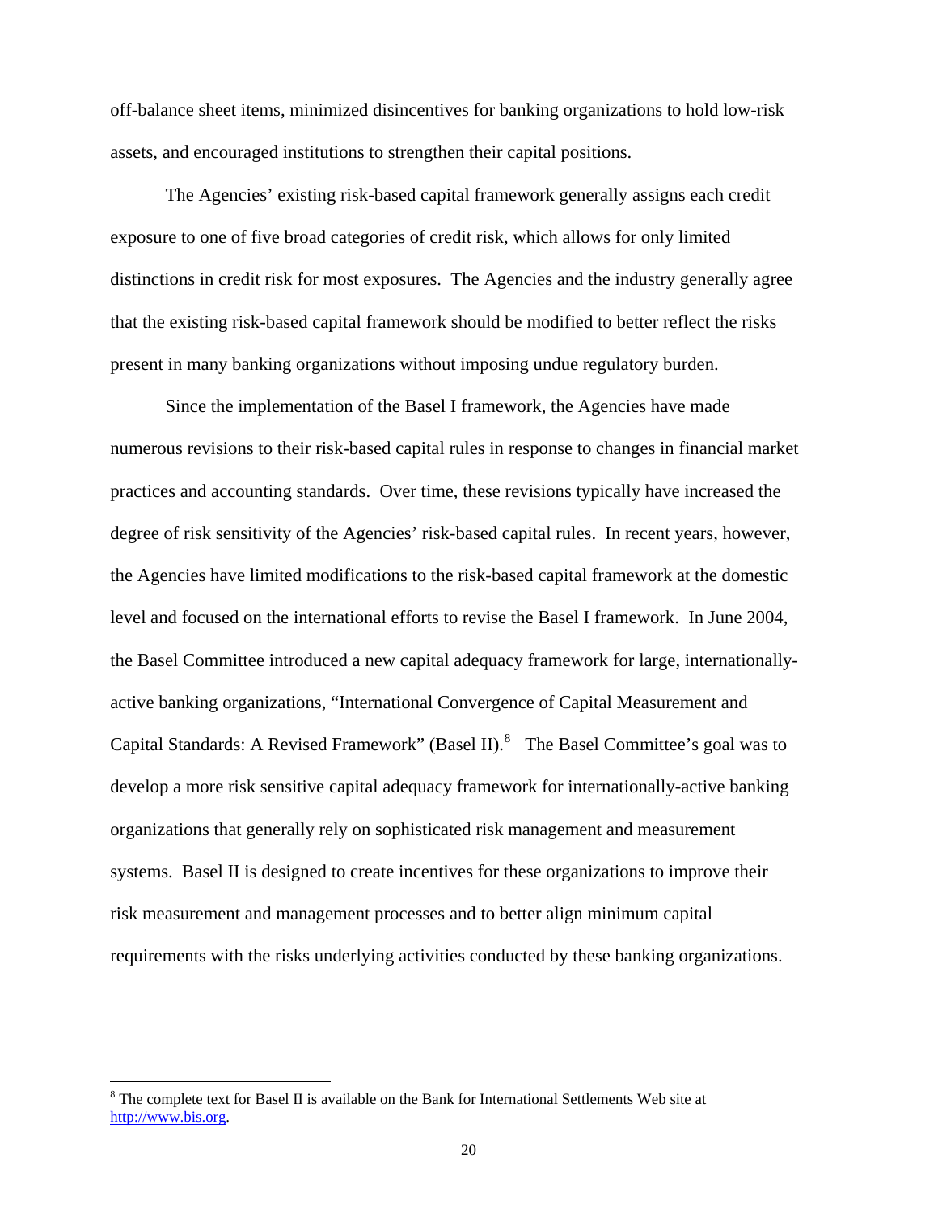off-balance sheet items, minimized disincentives for banking organizations to hold low-risk assets, and encouraged institutions to strengthen their capital positions.

The Agencies' existing risk-based capital framework generally assigns each credit exposure to one of five broad categories of credit risk, which allows for only limited distinctions in credit risk for most exposures. The Agencies and the industry generally agree that the existing risk-based capital framework should be modified to better reflect the risks present in many banking organizations without imposing undue regulatory burden.

Since the implementation of the Basel I framework, the Agencies have made numerous revisions to their risk-based capital rules in response to changes in financial market practices and accounting standards. Over time, these revisions typically have increased the degree of risk sensitivity of the Agencies' risk-based capital rules. In recent years, however, the Agencies have limited modifications to the risk-based capital framework at the domestic level and focused on the international efforts to revise the Basel I framework. In June 2004, the Basel Committee introduced a new capital adequacy framework for large, internationally-active banking organizations, "International Convergence of Capital Measurement and Capital Standards: A Revised Framework" (Basel II).[8] The Basel Committee's goal was to develop a more risk sensitive capital adequacy framework for internationally-active banking organizations that generally rely on sophisticated risk management and measurement systems. Basel II is designed to create incentives for these organizations to improve their risk measurement and management processes and to better align minimum capital requirements with the risks underlying activities conducted by these banking organizations.

---

[8] The complete text for Basel II is available on the Bank for International Settlements Web site at http://www.bis.org.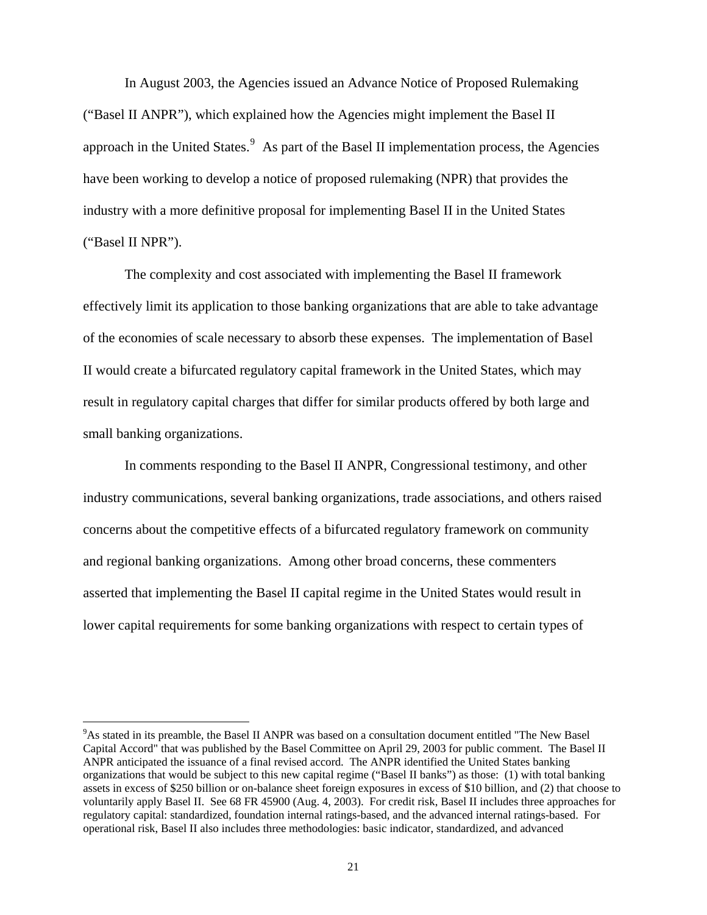In August 2003, the Agencies issued an Advance Notice of Proposed Rulemaking ("Basel II ANPR"), which explained how the Agencies might implement the Basel II approach in the United States.[9] As part of the Basel II implementation process, the Agencies have been working to develop a notice of proposed rulemaking (NPR) that provides the industry with a more definitive proposal for implementing Basel II in the United States ("Basel II NPR").

The complexity and cost associated with implementing the Basel II framework effectively limit its application to those banking organizations that are able to take advantage of the economies of scale necessary to absorb these expenses. The implementation of Basel II would create a bifurcated regulatory capital framework in the United States, which may result in regulatory capital charges that differ for similar products offered by both large and small banking organizations.

In comments responding to the Basel II ANPR, Congressional testimony, and other industry communications, several banking organizations, trade associations, and others raised concerns about the competitive effects of a bifurcated regulatory framework on community and regional banking organizations. Among other broad concerns, these commenters asserted that implementing the Basel II capital regime in the United States would result in lower capital requirements for some banking organizations with respect to certain types of

---

[9]As stated in its preamble, the Basel II ANPR was based on a consultation document entitled "The New Basel Capital Accord" that was published by the Basel Committee on April 29, 2003 for public comment. The Basel II ANPR anticipated the issuance of a final revised accord. The ANPR identified the United States banking organizations that would be subject to this new capital regime ("Basel II banks") as those: (1) with total banking assets in excess of $250 billion or on-balance sheet foreign exposures in excess of $10 billion, and (2) that choose to voluntarily apply Basel II. See 68 FR 45900 (Aug. 4, 2003). For credit risk, Basel II includes three approaches for regulatory capital: standardized, foundation internal ratings-based, and the advanced internal ratings-based. For operational risk, Basel II also includes three methodologies: basic indicator, standardized, and advanced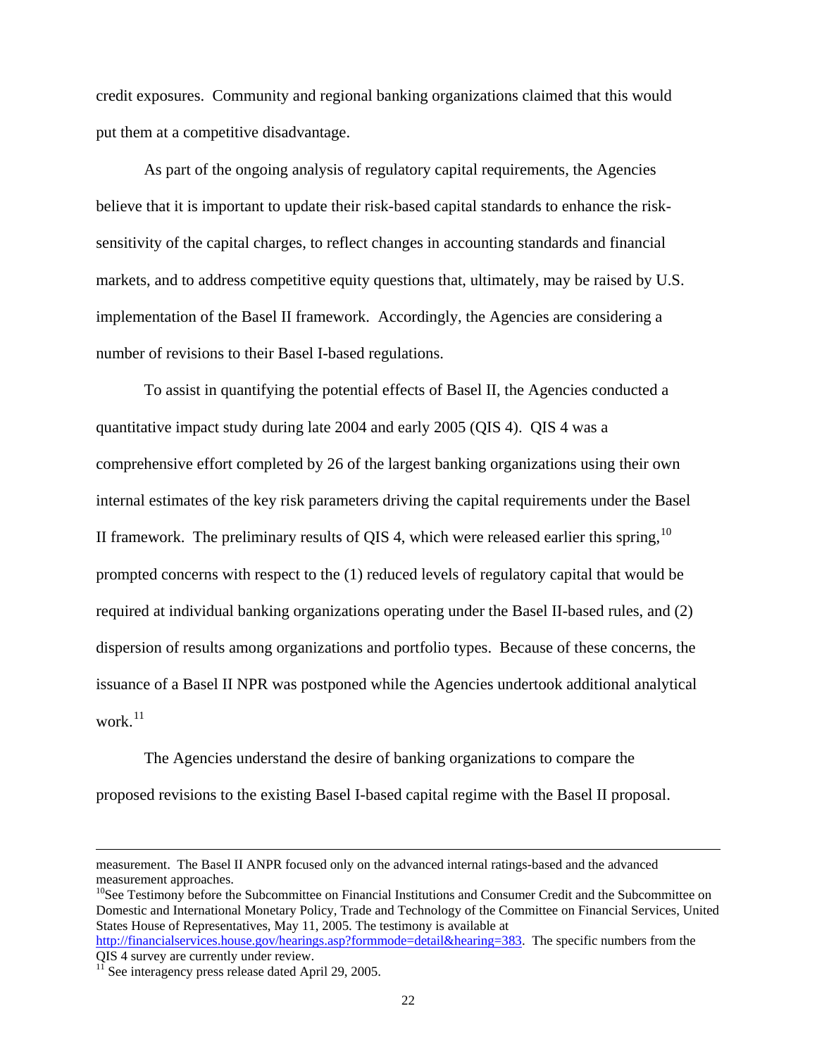credit exposures. Community and regional banking organizations claimed that this would put them at a competitive disadvantage.

As part of the ongoing analysis of regulatory capital requirements, the Agencies believe that it is important to update their risk-based capital standards to enhance the risk-sensitivity of the capital charges, to reflect changes in accounting standards and financial markets, and to address competitive equity questions that, ultimately, may be raised by U.S. implementation of the Basel II framework. Accordingly, the Agencies are considering a number of revisions to their Basel I-based regulations.

To assist in quantifying the potential effects of Basel II, the Agencies conducted a quantitative impact study during late 2004 and early 2005 (QIS 4). QIS 4 was a comprehensive effort completed by 26 of the largest banking organizations using their own internal estimates of the key risk parameters driving the capital requirements under the Basel II framework. The preliminary results of QIS 4, which were released earlier this spring,[10] prompted concerns with respect to the (1) reduced levels of regulatory capital that would be required at individual banking organizations operating under the Basel II-based rules, and (2) dispersion of results among organizations and portfolio types. Because of these concerns, the issuance of a Basel II NPR was postponed while the Agencies undertook additional analytical work.[11]

The Agencies understand the desire of banking organizations to compare the proposed revisions to the existing Basel I-based capital regime with the Basel II proposal.

---

measurement. The Basel II ANPR focused only on the advanced internal ratings-based and the advanced measurement approaches.

[10]See Testimony before the Subcommittee on Financial Institutions and Consumer Credit and the Subcommittee on Domestic and International Monetary Policy, Trade and Technology of the Committee on Financial Services, United States House of Representatives, May 11, 2005. The testimony is available at http://financialservices.house.gov/hearings.asp?formmode=detail&hearing=383. The specific numbers from the QIS 4 survey are currently under review.

[11] See interagency press release dated April 29, 2005.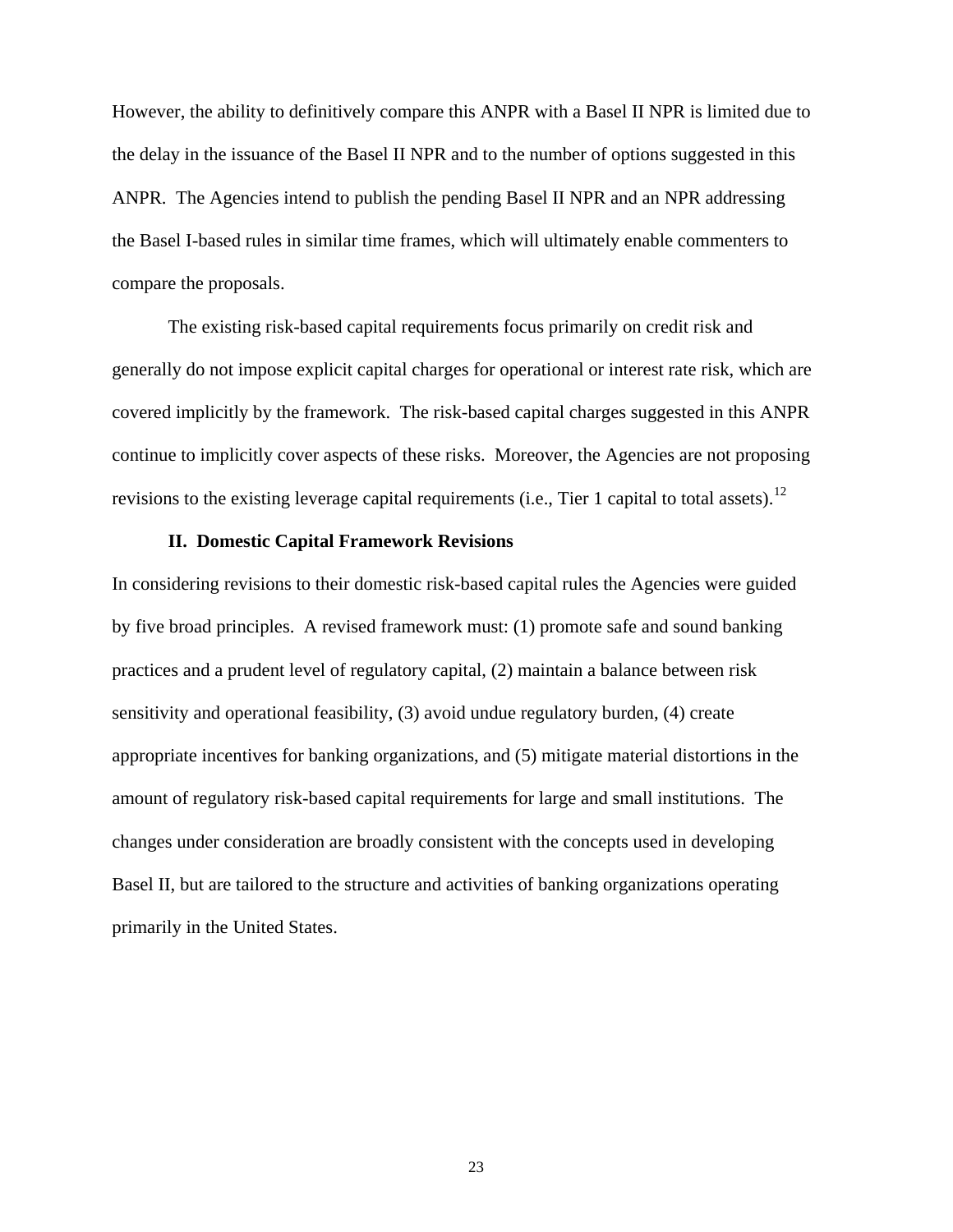However, the ability to definitively compare this ANPR with a Basel II NPR is limited due to the delay in the issuance of the Basel II NPR and to the number of options suggested in this ANPR. The Agencies intend to publish the pending Basel II NPR and an NPR addressing the Basel I-based rules in similar time frames, which will ultimately enable commenters to compare the proposals.

The existing risk-based capital requirements focus primarily on credit risk and generally do not impose explicit capital charges for operational or interest rate risk, which are covered implicitly by the framework. The risk-based capital charges suggested in this ANPR continue to implicitly cover aspects of these risks. Moreover, the Agencies are not proposing revisions to the existing leverage capital requirements (i.e., Tier 1 capital to total assets).[12]

## II. Domestic Capital Framework Revisions

In considering revisions to their domestic risk-based capital rules the Agencies were guided by five broad principles. A revised framework must: (1) promote safe and sound banking practices and a prudent level of regulatory capital, (2) maintain a balance between risk sensitivity and operational feasibility, (3) avoid undue regulatory burden, (4) create appropriate incentives for banking organizations, and (5) mitigate material distortions in the amount of regulatory risk-based capital requirements for large and small institutions. The changes under consideration are broadly consistent with the concepts used in developing Basel II, but are tailored to the structure and activities of banking organizations operating primarily in the United States.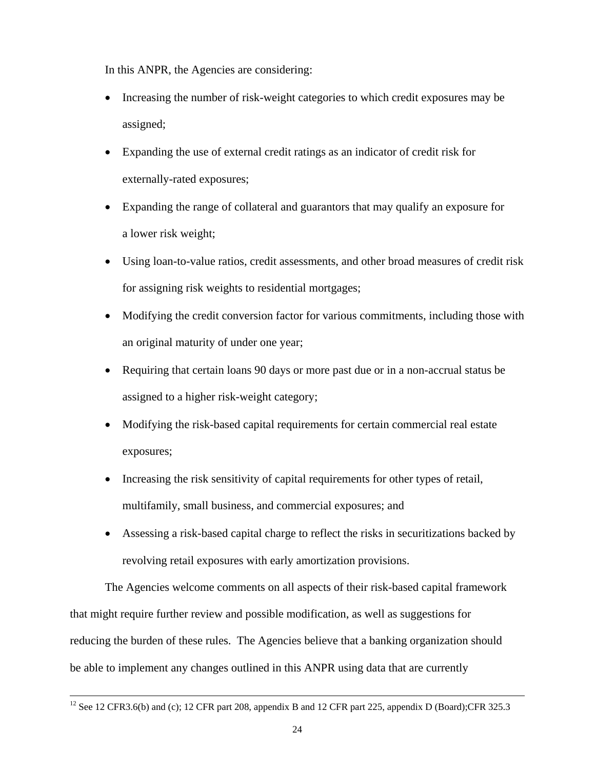In this ANPR, the Agencies are considering:

- Increasing the number of risk-weight categories to which credit exposures may be assigned;
- Expanding the use of external credit ratings as an indicator of credit risk for externally-rated exposures;
- Expanding the range of collateral and guarantors that may qualify an exposure for a lower risk weight;
- Using loan-to-value ratios, credit assessments, and other broad measures of credit risk for assigning risk weights to residential mortgages;
- Modifying the credit conversion factor for various commitments, including those with an original maturity of under one year;
- Requiring that certain loans 90 days or more past due or in a non-accrual status be assigned to a higher risk-weight category;
- Modifying the risk-based capital requirements for certain commercial real estate exposures;
- Increasing the risk sensitivity of capital requirements for other types of retail, multifamily, small business, and commercial exposures; and
- Assessing a risk-based capital charge to reflect the risks in securitizations backed by revolving retail exposures with early amortization provisions.

The Agencies welcome comments on all aspects of their risk-based capital framework that might require further review and possible modification, as well as suggestions for reducing the burden of these rules. The Agencies believe that a banking organization should be able to implement any changes outlined in this ANPR using data that are currently

---

[12] See 12 CFR3.6(b) and (c); 12 CFR part 208, appendix B and 12 CFR part 225, appendix D (Board);CFR 325.3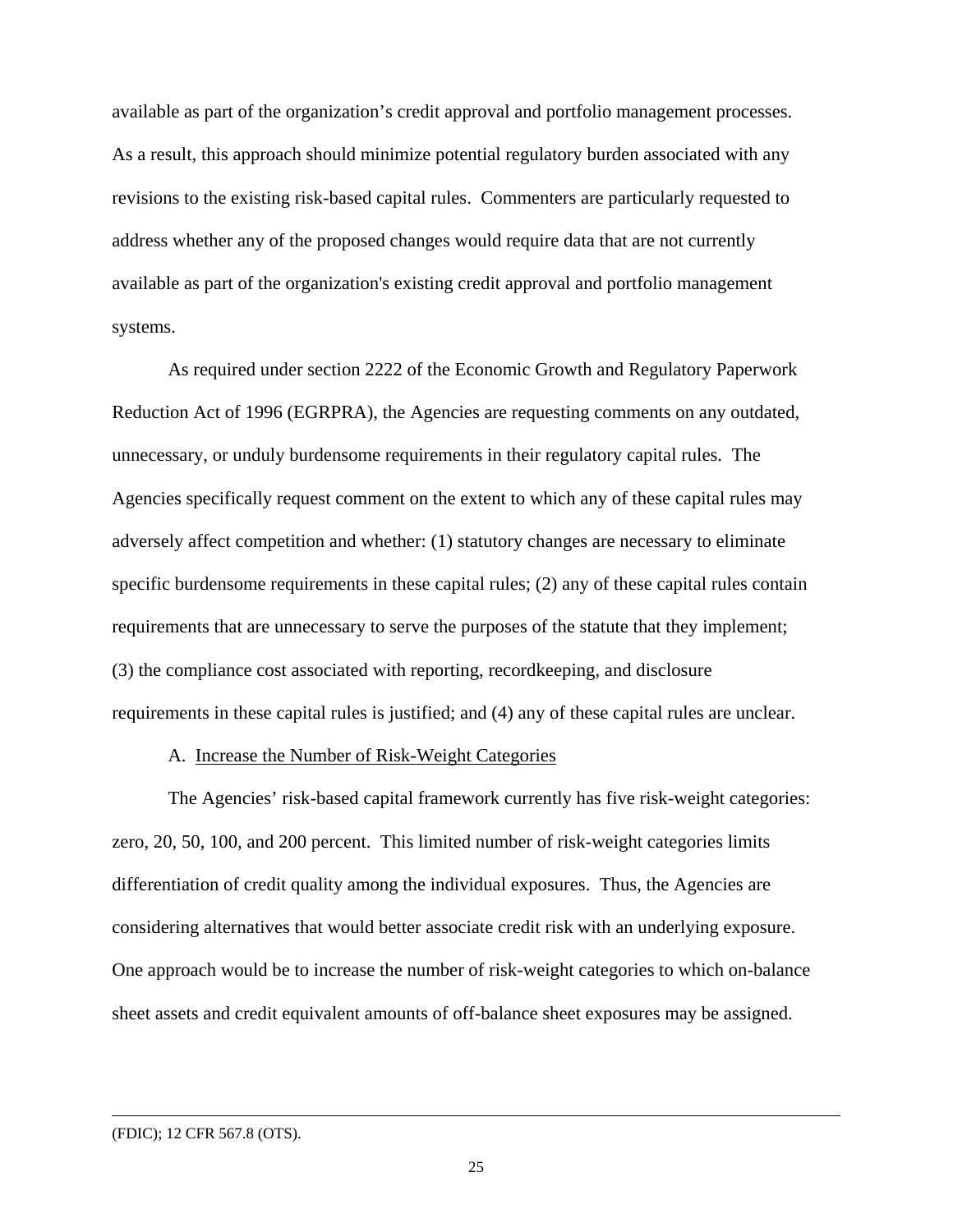available as part of the organization's credit approval and portfolio management processes. As a result, this approach should minimize potential regulatory burden associated with any revisions to the existing risk-based capital rules. Commenters are particularly requested to address whether any of the proposed changes would require data that are not currently available as part of the organization's existing credit approval and portfolio management systems.

As required under section 2222 of the Economic Growth and Regulatory Paperwork Reduction Act of 1996 (EGRPRA), the Agencies are requesting comments on any outdated, unnecessary, or unduly burdensome requirements in their regulatory capital rules. The Agencies specifically request comment on the extent to which any of these capital rules may adversely affect competition and whether: (1) statutory changes are necessary to eliminate specific burdensome requirements in these capital rules; (2) any of these capital rules contain requirements that are unnecessary to serve the purposes of the statute that they implement; (3) the compliance cost associated with reporting, recordkeeping, and disclosure requirements in these capital rules is justified; and (4) any of these capital rules are unclear.

A. <u>Increase the Number of Risk-Weight Categories</u>

The Agencies' risk-based capital framework currently has five risk-weight categories: zero, 20, 50, 100, and 200 percent. This limited number of risk-weight categories limits differentiation of credit quality among the individual exposures. Thus, the Agencies are considering alternatives that would better associate credit risk with an underlying exposure. One approach would be to increase the number of risk-weight categories to which on-balance sheet assets and credit equivalent amounts of off-balance sheet exposures may be assigned.

---

(FDIC); 12 CFR 567.8 (OTS).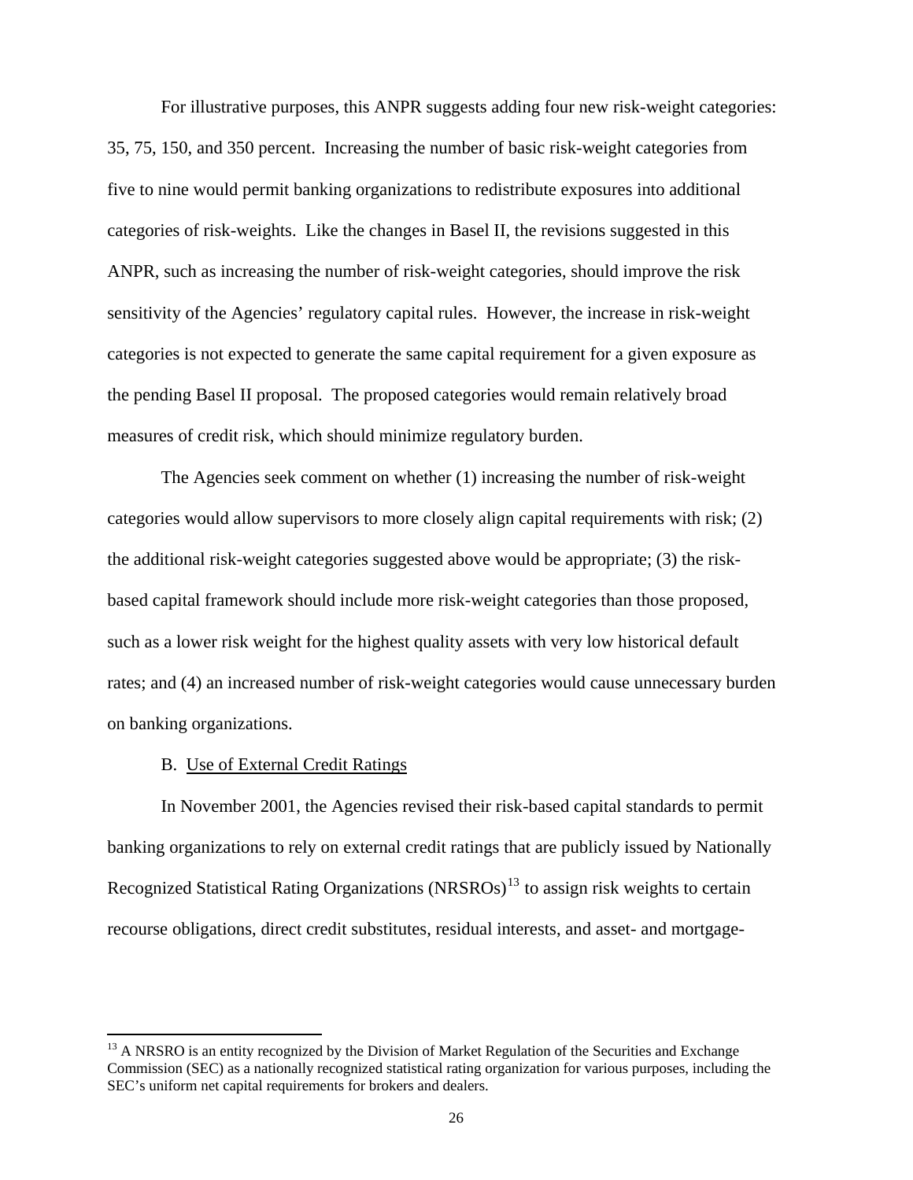For illustrative purposes, this ANPR suggests adding four new risk-weight categories: 35, 75, 150, and 350 percent. Increasing the number of basic risk-weight categories from five to nine would permit banking organizations to redistribute exposures into additional categories of risk-weights. Like the changes in Basel II, the revisions suggested in this ANPR, such as increasing the number of risk-weight categories, should improve the risk sensitivity of the Agencies' regulatory capital rules. However, the increase in risk-weight categories is not expected to generate the same capital requirement for a given exposure as the pending Basel II proposal. The proposed categories would remain relatively broad measures of credit risk, which should minimize regulatory burden.

The Agencies seek comment on whether (1) increasing the number of risk-weight categories would allow supervisors to more closely align capital requirements with risk; (2) the additional risk-weight categories suggested above would be appropriate; (3) the risk-based capital framework should include more risk-weight categories than those proposed, such as a lower risk weight for the highest quality assets with very low historical default rates; and (4) an increased number of risk-weight categories would cause unnecessary burden on banking organizations.

B. Use of External Credit Ratings

In November 2001, the Agencies revised their risk-based capital standards to permit banking organizations to rely on external credit ratings that are publicly issued by Nationally Recognized Statistical Rating Organizations (NRSROs)[13] to assign risk weights to certain recourse obligations, direct credit substitutes, residual interests, and asset- and mortgage-

[13] A NRSRO is an entity recognized by the Division of Market Regulation of the Securities and Exchange Commission (SEC) as a nationally recognized statistical rating organization for various purposes, including the SEC's uniform net capital requirements for brokers and dealers.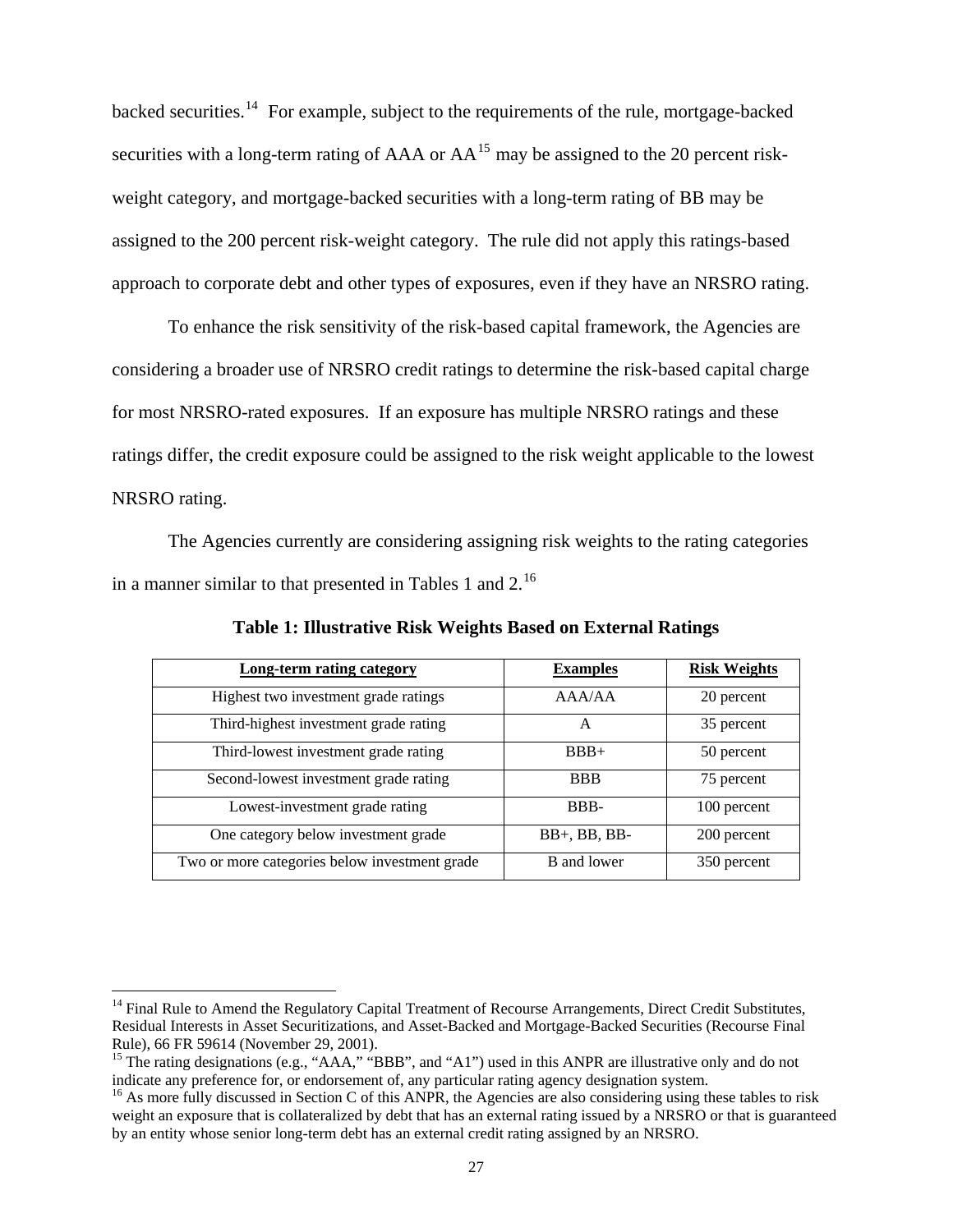backed securities.[14] For example, subject to the requirements of the rule, mortgage-backed securities with a long-term rating of AAA or AA[15] may be assigned to the 20 percent risk-weight category, and mortgage-backed securities with a long-term rating of BB may be assigned to the 200 percent risk-weight category. The rule did not apply this ratings-based approach to corporate debt and other types of exposures, even if they have an NRSRO rating.

To enhance the risk sensitivity of the risk-based capital framework, the Agencies are considering a broader use of NRSRO credit ratings to determine the risk-based capital charge for most NRSRO-rated exposures. If an exposure has multiple NRSRO ratings and these ratings differ, the credit exposure could be assigned to the risk weight applicable to the lowest NRSRO rating.

The Agencies currently are considering assigning risk weights to the rating categories in a manner similar to that presented in Tables 1 and 2.[16]

**Table 1: Illustrative Risk Weights Based on External Ratings**

| Long-term rating category | Examples | Risk Weights |
|---|---|---|
| Highest two investment grade ratings | AAA/AA | 20 percent |
| Third-highest investment grade rating | A | 35 percent |
| Third-lowest investment grade rating | BBB+ | 50 percent |
| Second-lowest investment grade rating | BBB | 75 percent |
| Lowest-investment grade rating | BBB- | 100 percent |
| One category below investment grade | BB+, BB, BB- | 200 percent |
| Two or more categories below investment grade | B and lower | 350 percent |

[14] Final Rule to Amend the Regulatory Capital Treatment of Recourse Arrangements, Direct Credit Substitutes, Residual Interests in Asset Securitizations, and Asset-Backed and Mortgage-Backed Securities (Recourse Final Rule), 66 FR 59614 (November 29, 2001).

[15] The rating designations (e.g., "AAA," "BBB", and "A1") used in this ANPR are illustrative only and do not indicate any preference for, or endorsement of, any particular rating agency designation system.

[16] As more fully discussed in Section C of this ANPR, the Agencies are also considering using these tables to risk weight an exposure that is collateralized by debt that has an external rating issued by a NRSRO or that is guaranteed by an entity whose senior long-term debt has an external credit rating assigned by an NRSRO.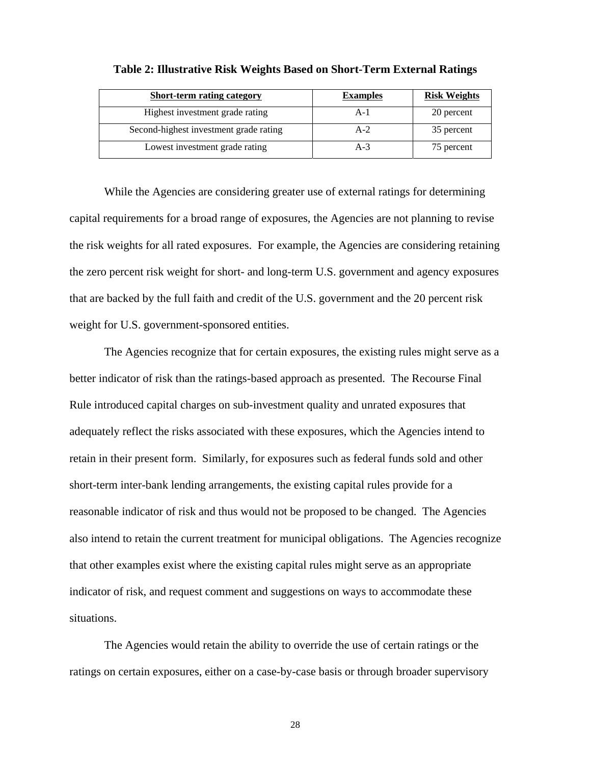**Table 2: Illustrative Risk Weights Based on Short-Term External Ratings**

| Short-term rating category | Examples | Risk Weights |
|---|---|---|
| Highest investment grade rating | A-1 | 20 percent |
| Second-highest investment grade rating | A-2 | 35 percent |
| Lowest investment grade rating | A-3 | 75 percent |

While the Agencies are considering greater use of external ratings for determining capital requirements for a broad range of exposures, the Agencies are not planning to revise the risk weights for all rated exposures. For example, the Agencies are considering retaining the zero percent risk weight for short- and long-term U.S. government and agency exposures that are backed by the full faith and credit of the U.S. government and the 20 percent risk weight for U.S. government-sponsored entities.

The Agencies recognize that for certain exposures, the existing rules might serve as a better indicator of risk than the ratings-based approach as presented. The Recourse Final Rule introduced capital charges on sub-investment quality and unrated exposures that adequately reflect the risks associated with these exposures, which the Agencies intend to retain in their present form. Similarly, for exposures such as federal funds sold and other short-term inter-bank lending arrangements, the existing capital rules provide for a reasonable indicator of risk and thus would not be proposed to be changed. The Agencies also intend to retain the current treatment for municipal obligations. The Agencies recognize that other examples exist where the existing capital rules might serve as an appropriate indicator of risk, and request comment and suggestions on ways to accommodate these situations.

The Agencies would retain the ability to override the use of certain ratings or the ratings on certain exposures, either on a case-by-case basis or through broader supervisory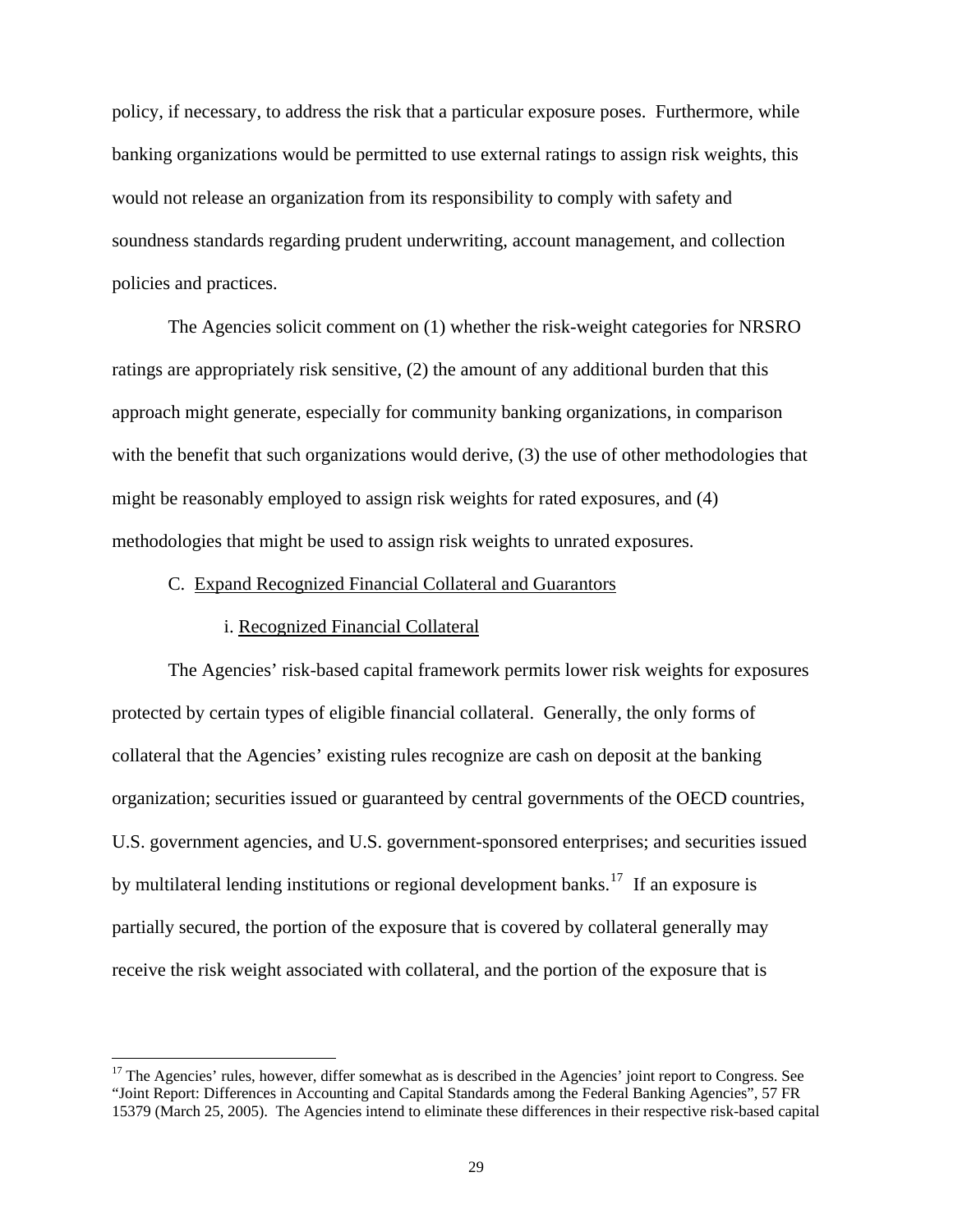policy, if necessary, to address the risk that a particular exposure poses. Furthermore, while banking organizations would be permitted to use external ratings to assign risk weights, this would not release an organization from its responsibility to comply with safety and soundness standards regarding prudent underwriting, account management, and collection policies and practices.

The Agencies solicit comment on (1) whether the risk-weight categories for NRSRO ratings are appropriately risk sensitive, (2) the amount of any additional burden that this approach might generate, especially for community banking organizations, in comparison with the benefit that such organizations would derive, (3) the use of other methodologies that might be reasonably employed to assign risk weights for rated exposures, and (4) methodologies that might be used to assign risk weights to unrated exposures.

C. Expand Recognized Financial Collateral and Guarantors

i. Recognized Financial Collateral

The Agencies' risk-based capital framework permits lower risk weights for exposures protected by certain types of eligible financial collateral. Generally, the only forms of collateral that the Agencies' existing rules recognize are cash on deposit at the banking organization; securities issued or guaranteed by central governments of the OECD countries, U.S. government agencies, and U.S. government-sponsored enterprises; and securities issued by multilateral lending institutions or regional development banks.[17] If an exposure is partially secured, the portion of the exposure that is covered by collateral generally may receive the risk weight associated with collateral, and the portion of the exposure that is

[17] The Agencies' rules, however, differ somewhat as is described in the Agencies' joint report to Congress. See "Joint Report: Differences in Accounting and Capital Standards among the Federal Banking Agencies", 57 FR 15379 (March 25, 2005). The Agencies intend to eliminate these differences in their respective risk-based capital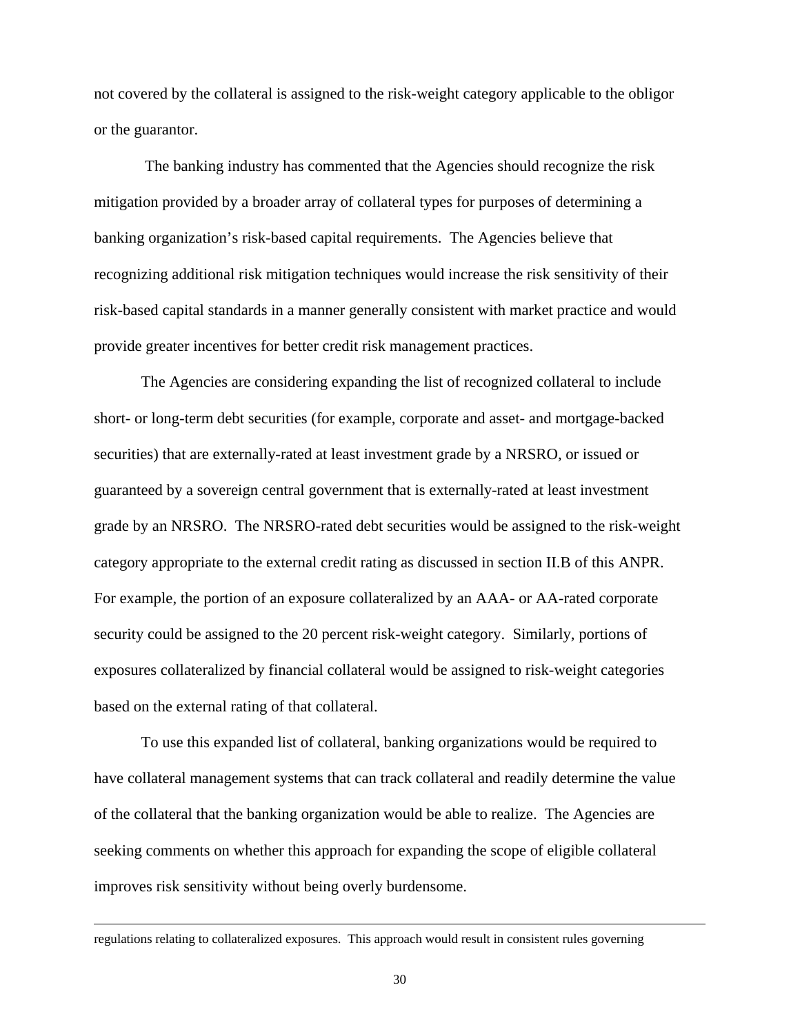not covered by the collateral is assigned to the risk-weight category applicable to the obligor or the guarantor.

The banking industry has commented that the Agencies should recognize the risk mitigation provided by a broader array of collateral types for purposes of determining a banking organization's risk-based capital requirements. The Agencies believe that recognizing additional risk mitigation techniques would increase the risk sensitivity of their risk-based capital standards in a manner generally consistent with market practice and would provide greater incentives for better credit risk management practices.

The Agencies are considering expanding the list of recognized collateral to include short- or long-term debt securities (for example, corporate and asset- and mortgage-backed securities) that are externally-rated at least investment grade by a NRSRO, or issued or guaranteed by a sovereign central government that is externally-rated at least investment grade by an NRSRO. The NRSRO-rated debt securities would be assigned to the risk-weight category appropriate to the external credit rating as discussed in section II.B of this ANPR. For example, the portion of an exposure collateralized by an AAA- or AA-rated corporate security could be assigned to the 20 percent risk-weight category. Similarly, portions of exposures collateralized by financial collateral would be assigned to risk-weight categories based on the external rating of that collateral.

To use this expanded list of collateral, banking organizations would be required to have collateral management systems that can track collateral and readily determine the value of the collateral that the banking organization would be able to realize. The Agencies are seeking comments on whether this approach for expanding the scope of eligible collateral improves risk sensitivity without being overly burdensome.

---

regulations relating to collateralized exposures. This approach would result in consistent rules governing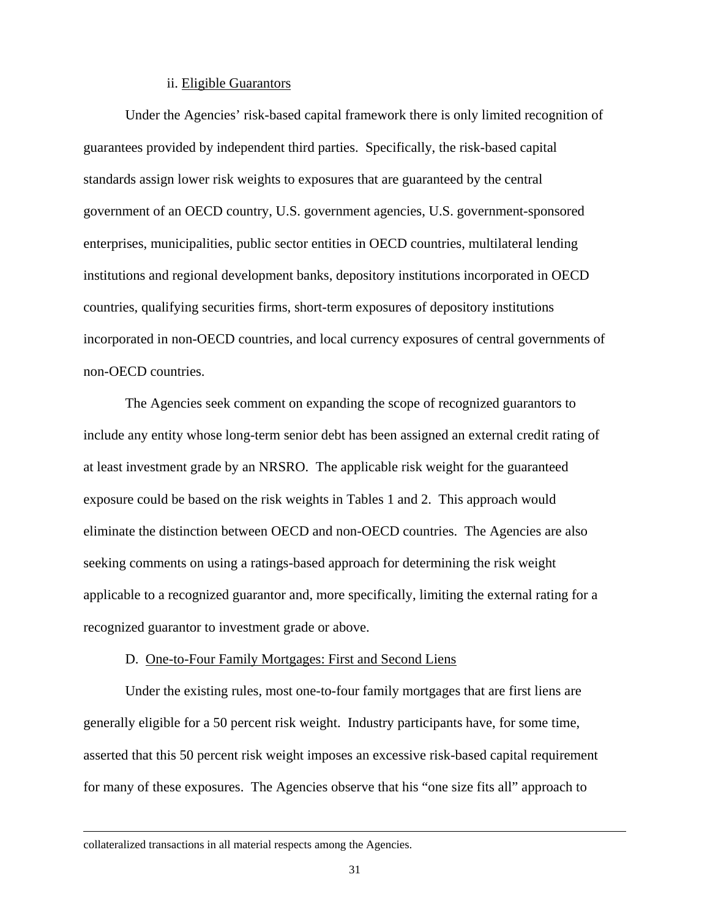ii. Eligible Guarantors

Under the Agencies' risk-based capital framework there is only limited recognition of guarantees provided by independent third parties. Specifically, the risk-based capital standards assign lower risk weights to exposures that are guaranteed by the central government of an OECD country, U.S. government agencies, U.S. government-sponsored enterprises, municipalities, public sector entities in OECD countries, multilateral lending institutions and regional development banks, depository institutions incorporated in OECD countries, qualifying securities firms, short-term exposures of depository institutions incorporated in non-OECD countries, and local currency exposures of central governments of non-OECD countries.

The Agencies seek comment on expanding the scope of recognized guarantors to include any entity whose long-term senior debt has been assigned an external credit rating of at least investment grade by an NRSRO. The applicable risk weight for the guaranteed exposure could be based on the risk weights in Tables 1 and 2. This approach would eliminate the distinction between OECD and non-OECD countries. The Agencies are also seeking comments on using a ratings-based approach for determining the risk weight applicable to a recognized guarantor and, more specifically, limiting the external rating for a recognized guarantor to investment grade or above.

D. One-to-Four Family Mortgages: First and Second Liens

Under the existing rules, most one-to-four family mortgages that are first liens are generally eligible for a 50 percent risk weight. Industry participants have, for some time, asserted that this 50 percent risk weight imposes an excessive risk-based capital requirement for many of these exposures. The Agencies observe that his "one size fits all" approach to

---

collateralized transactions in all material respects among the Agencies.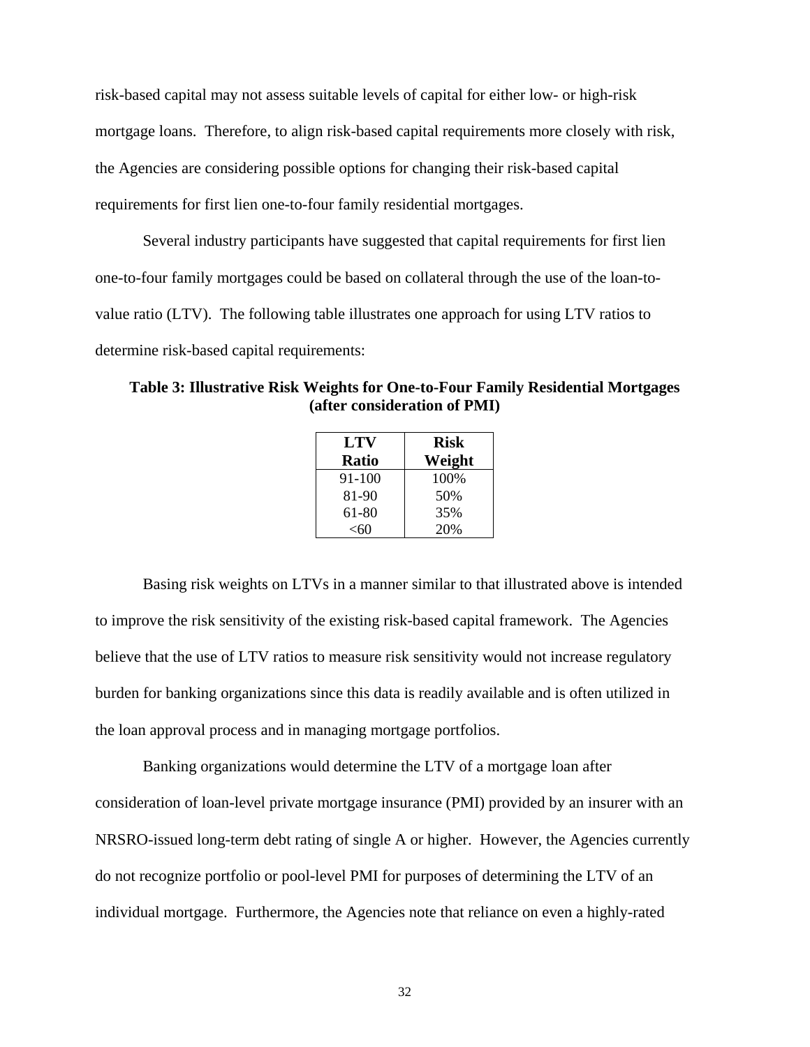risk-based capital may not assess suitable levels of capital for either low- or high-risk mortgage loans. Therefore, to align risk-based capital requirements more closely with risk, the Agencies are considering possible options for changing their risk-based capital requirements for first lien one-to-four family residential mortgages.

Several industry participants have suggested that capital requirements for first lien one-to-four family mortgages could be based on collateral through the use of the loan-to-value ratio (LTV). The following table illustrates one approach for using LTV ratios to determine risk-based capital requirements:

**Table 3: Illustrative Risk Weights for One-to-Four Family Residential Mortgages (after consideration of PMI)**

| LTV Ratio | Risk Weight |
|---|---|
| 91-100 | 100% |
| 81-90 | 50% |
| 61-80 | 35% |
| <60 | 20% |

Basing risk weights on LTVs in a manner similar to that illustrated above is intended to improve the risk sensitivity of the existing risk-based capital framework. The Agencies believe that the use of LTV ratios to measure risk sensitivity would not increase regulatory burden for banking organizations since this data is readily available and is often utilized in the loan approval process and in managing mortgage portfolios.

Banking organizations would determine the LTV of a mortgage loan after consideration of loan-level private mortgage insurance (PMI) provided by an insurer with an NRSRO-issued long-term debt rating of single A or higher. However, the Agencies currently do not recognize portfolio or pool-level PMI for purposes of determining the LTV of an individual mortgage. Furthermore, the Agencies note that reliance on even a highly-rated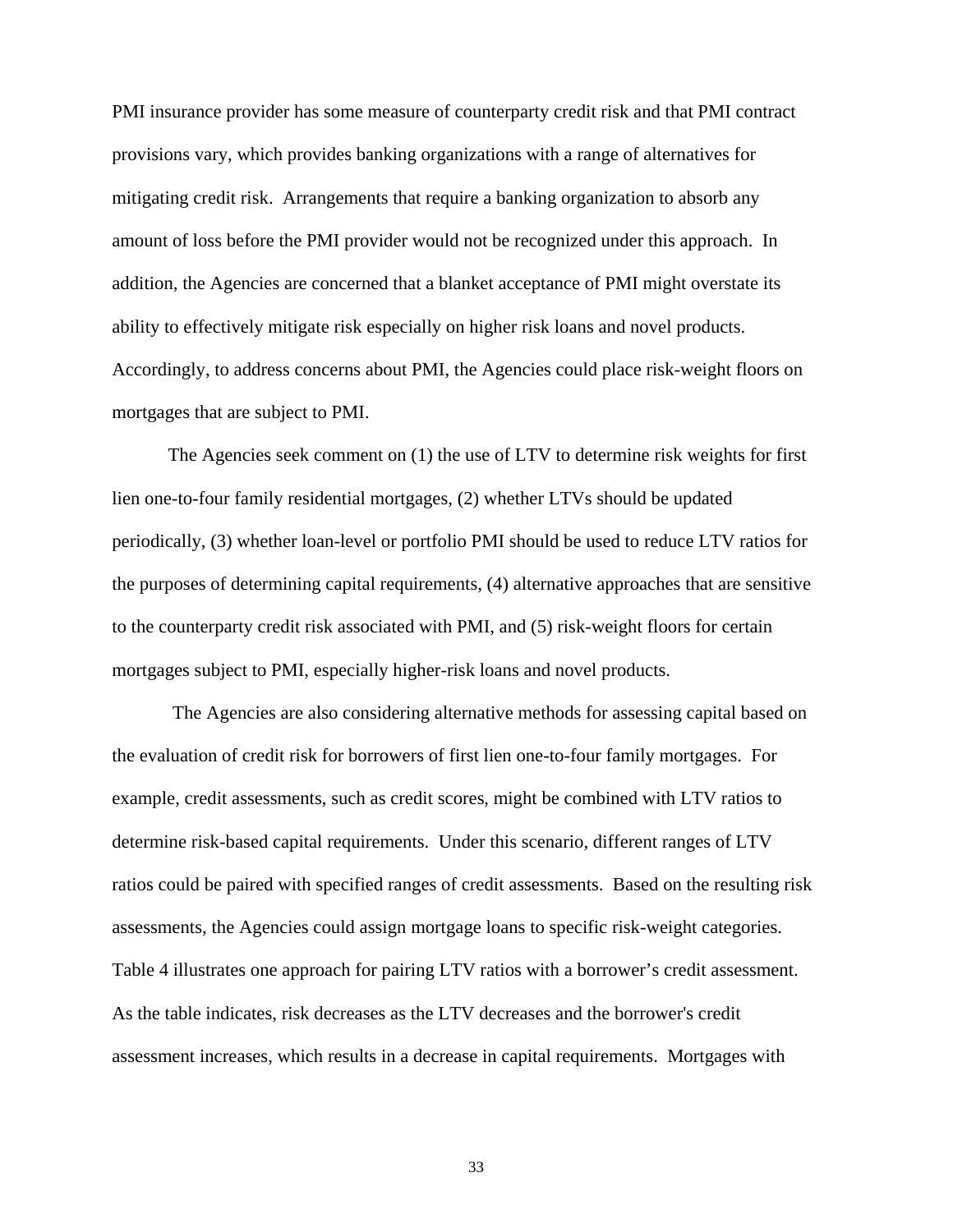PMI insurance provider has some measure of counterparty credit risk and that PMI contract provisions vary, which provides banking organizations with a range of alternatives for mitigating credit risk. Arrangements that require a banking organization to absorb any amount of loss before the PMI provider would not be recognized under this approach. In addition, the Agencies are concerned that a blanket acceptance of PMI might overstate its ability to effectively mitigate risk especially on higher risk loans and novel products. Accordingly, to address concerns about PMI, the Agencies could place risk-weight floors on mortgages that are subject to PMI.

The Agencies seek comment on (1) the use of LTV to determine risk weights for first lien one-to-four family residential mortgages, (2) whether LTVs should be updated periodically, (3) whether loan-level or portfolio PMI should be used to reduce LTV ratios for the purposes of determining capital requirements, (4) alternative approaches that are sensitive to the counterparty credit risk associated with PMI, and (5) risk-weight floors for certain mortgages subject to PMI, especially higher-risk loans and novel products.

The Agencies are also considering alternative methods for assessing capital based on the evaluation of credit risk for borrowers of first lien one-to-four family mortgages. For example, credit assessments, such as credit scores, might be combined with LTV ratios to determine risk-based capital requirements. Under this scenario, different ranges of LTV ratios could be paired with specified ranges of credit assessments. Based on the resulting risk assessments, the Agencies could assign mortgage loans to specific risk-weight categories. Table 4 illustrates one approach for pairing LTV ratios with a borrower's credit assessment. As the table indicates, risk decreases as the LTV decreases and the borrower's credit assessment increases, which results in a decrease in capital requirements. Mortgages with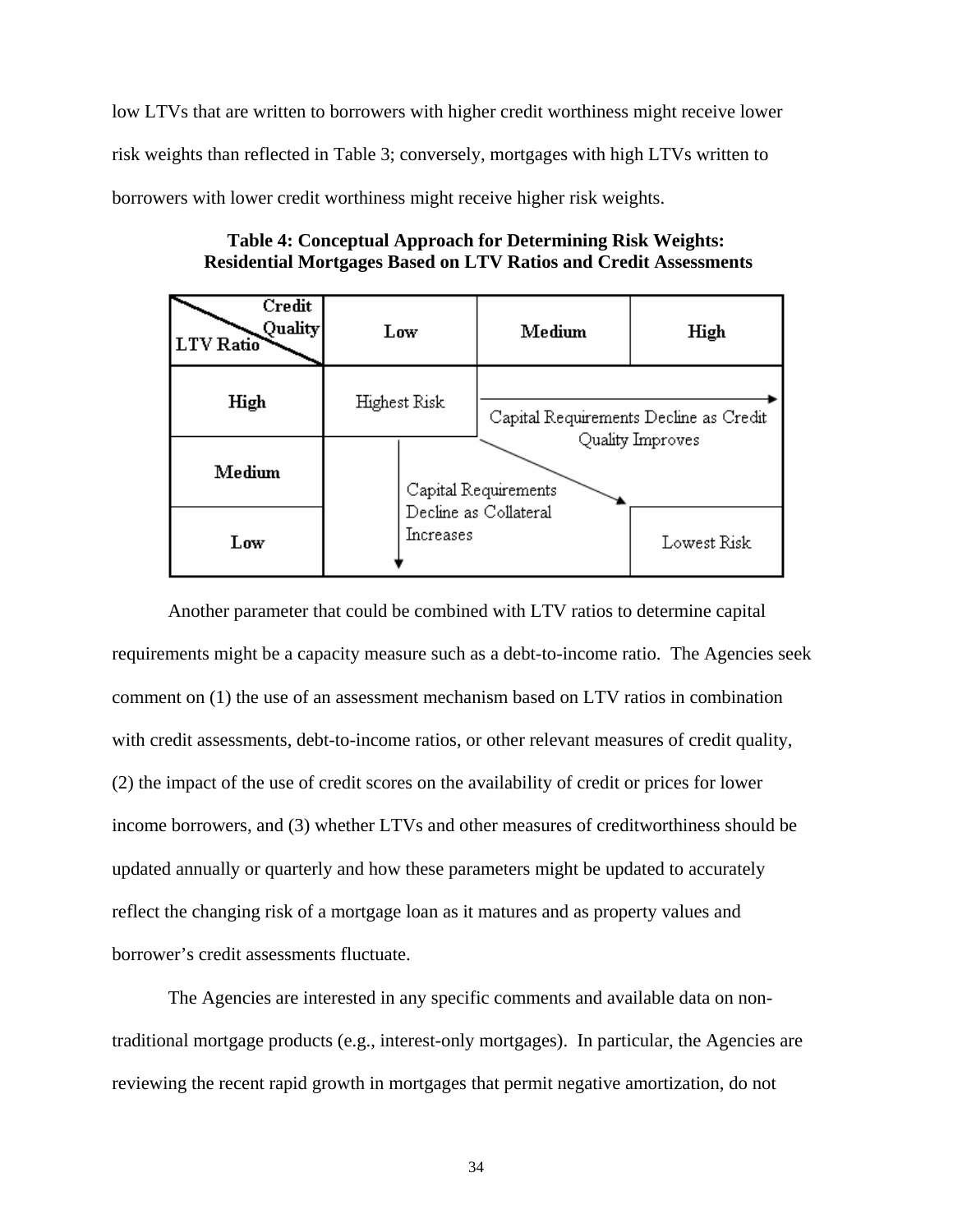low LTVs that are written to borrowers with higher credit worthiness might receive lower risk weights than reflected in Table 3; conversely, mortgages with high LTVs written to borrowers with lower credit worthiness might receive higher risk weights.

**Table 4: Conceptual Approach for Determining Risk Weights: Residential Mortgages Based on LTV Ratios and Credit Assessments**

| LTV Ratio \ Credit Quality | Low | Medium | High |
|---|---|---|---|
| High | Highest Risk | Capital Requirements Decline as Credit Quality Improves → | |
| Medium | Capital Requirements Decline as Collateral Increases ↓ | | |
| Low | | | Lowest Risk |

Another parameter that could be combined with LTV ratios to determine capital requirements might be a capacity measure such as a debt-to-income ratio. The Agencies seek comment on (1) the use of an assessment mechanism based on LTV ratios in combination with credit assessments, debt-to-income ratios, or other relevant measures of credit quality, (2) the impact of the use of credit scores on the availability of credit or prices for lower income borrowers, and (3) whether LTVs and other measures of creditworthiness should be updated annually or quarterly and how these parameters might be updated to accurately reflect the changing risk of a mortgage loan as it matures and as property values and borrower's credit assessments fluctuate.

The Agencies are interested in any specific comments and available data on non-traditional mortgage products (e.g., interest-only mortgages). In particular, the Agencies are reviewing the recent rapid growth in mortgages that permit negative amortization, do not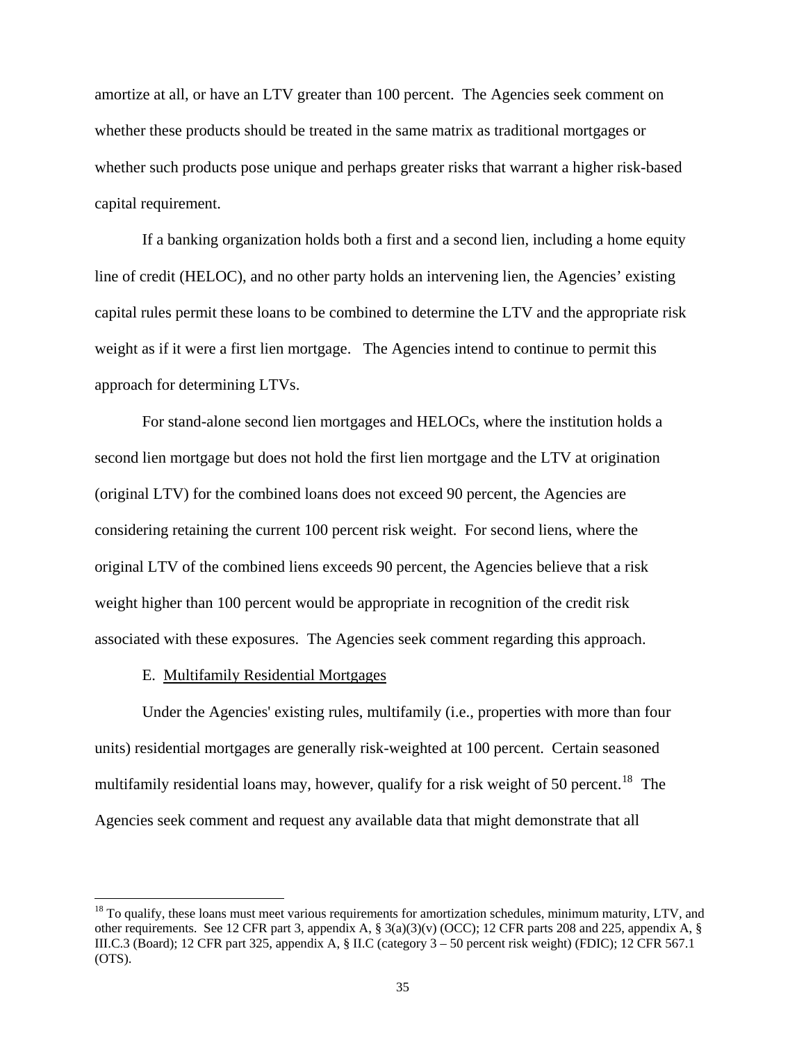amortize at all, or have an LTV greater than 100 percent. The Agencies seek comment on whether these products should be treated in the same matrix as traditional mortgages or whether such products pose unique and perhaps greater risks that warrant a higher risk-based capital requirement.

If a banking organization holds both a first and a second lien, including a home equity line of credit (HELOC), and no other party holds an intervening lien, the Agencies' existing capital rules permit these loans to be combined to determine the LTV and the appropriate risk weight as if it were a first lien mortgage. The Agencies intend to continue to permit this approach for determining LTVs.

For stand-alone second lien mortgages and HELOCs, where the institution holds a second lien mortgage but does not hold the first lien mortgage and the LTV at origination (original LTV) for the combined loans does not exceed 90 percent, the Agencies are considering retaining the current 100 percent risk weight. For second liens, where the original LTV of the combined liens exceeds 90 percent, the Agencies believe that a risk weight higher than 100 percent would be appropriate in recognition of the credit risk associated with these exposures. The Agencies seek comment regarding this approach.

E. Multifamily Residential Mortgages

Under the Agencies' existing rules, multifamily (i.e., properties with more than four units) residential mortgages are generally risk-weighted at 100 percent. Certain seasoned multifamily residential loans may, however, qualify for a risk weight of 50 percent.[18] The Agencies seek comment and request any available data that might demonstrate that all

---

[18] To qualify, these loans must meet various requirements for amortization schedules, minimum maturity, LTV, and other requirements. See 12 CFR part 3, appendix A, § 3(a)(3)(v) (OCC); 12 CFR parts 208 and 225, appendix A, § III.C.3 (Board); 12 CFR part 325, appendix A, § II.C (category 3 – 50 percent risk weight) (FDIC); 12 CFR 567.1 (OTS).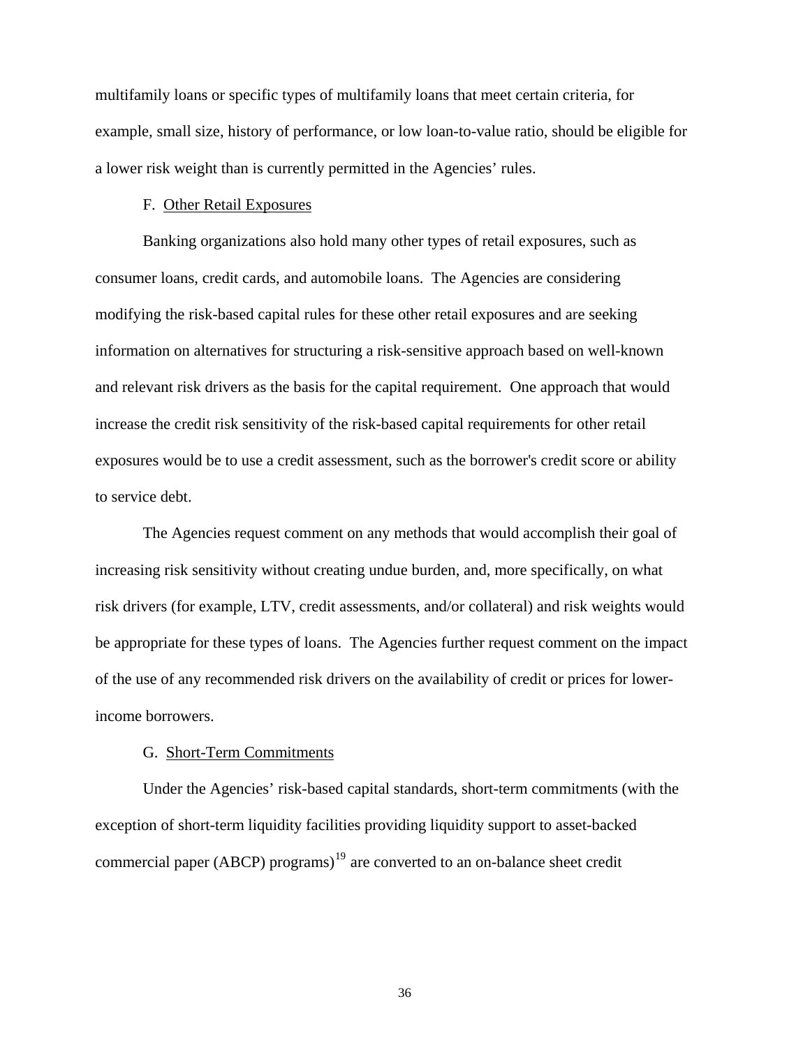multifamily loans or specific types of multifamily loans that meet certain criteria, for example, small size, history of performance, or low loan-to-value ratio, should be eligible for a lower risk weight than is currently permitted in the Agencies' rules.

### F. Other Retail Exposures

Banking organizations also hold many other types of retail exposures, such as consumer loans, credit cards, and automobile loans. The Agencies are considering modifying the risk-based capital rules for these other retail exposures and are seeking information on alternatives for structuring a risk-sensitive approach based on well-known and relevant risk drivers as the basis for the capital requirement. One approach that would increase the credit risk sensitivity of the risk-based capital requirements for other retail exposures would be to use a credit assessment, such as the borrower's credit score or ability to service debt.

The Agencies request comment on any methods that would accomplish their goal of increasing risk sensitivity without creating undue burden, and, more specifically, on what risk drivers (for example, LTV, credit assessments, and/or collateral) and risk weights would be appropriate for these types of loans. The Agencies further request comment on the impact of the use of any recommended risk drivers on the availability of credit or prices for lower-income borrowers.

### G. Short-Term Commitments

Under the Agencies' risk-based capital standards, short-term commitments (with the exception of short-term liquidity facilities providing liquidity support to asset-backed commercial paper (ABCP) programs)[19] are converted to an on-balance sheet credit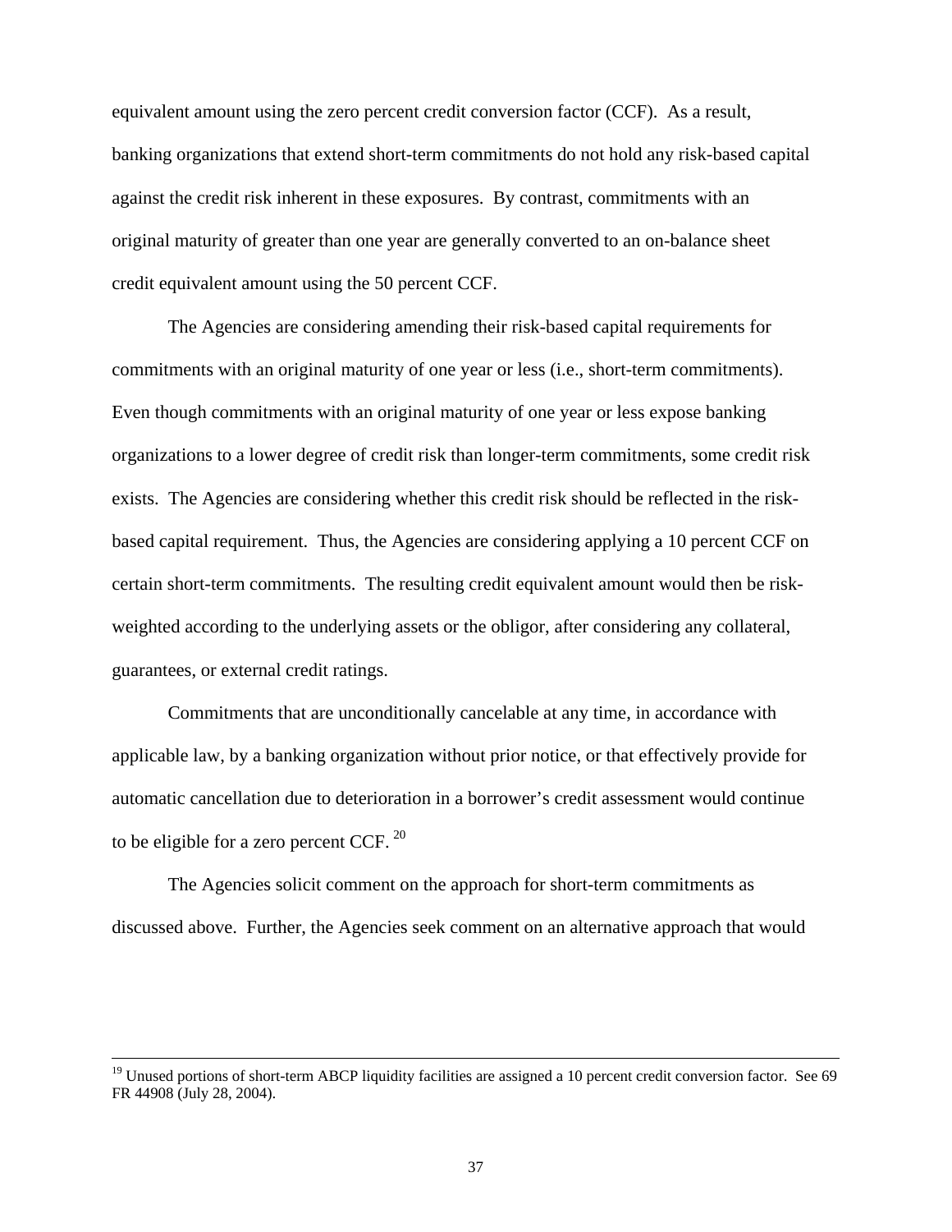equivalent amount using the zero percent credit conversion factor (CCF). As a result, banking organizations that extend short-term commitments do not hold any risk-based capital against the credit risk inherent in these exposures. By contrast, commitments with an original maturity of greater than one year are generally converted to an on-balance sheet credit equivalent amount using the 50 percent CCF.

The Agencies are considering amending their risk-based capital requirements for commitments with an original maturity of one year or less (i.e., short-term commitments). Even though commitments with an original maturity of one year or less expose banking organizations to a lower degree of credit risk than longer-term commitments, some credit risk exists. The Agencies are considering whether this credit risk should be reflected in the risk-based capital requirement. Thus, the Agencies are considering applying a 10 percent CCF on certain short-term commitments. The resulting credit equivalent amount would then be risk-weighted according to the underlying assets or the obligor, after considering any collateral, guarantees, or external credit ratings.

Commitments that are unconditionally cancelable at any time, in accordance with applicable law, by a banking organization without prior notice, or that effectively provide for automatic cancellation due to deterioration in a borrower's credit assessment would continue to be eligible for a zero percent CCF.[20]

The Agencies solicit comment on the approach for short-term commitments as discussed above. Further, the Agencies seek comment on an alternative approach that would

[19] Unused portions of short-term ABCP liquidity facilities are assigned a 10 percent credit conversion factor. See 69 FR 44908 (July 28, 2004).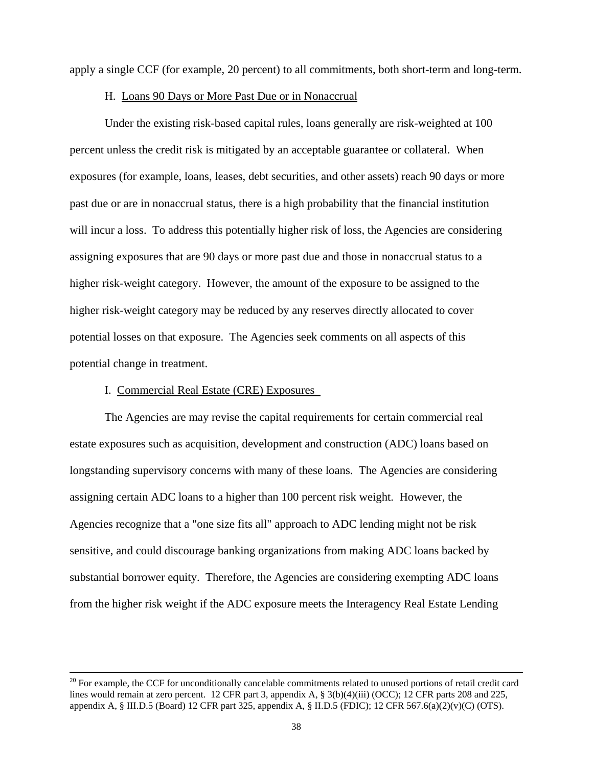apply a single CCF (for example, 20 percent) to all commitments, both short-term and long-term.

### H. Loans 90 Days or More Past Due or in Nonaccrual

Under the existing risk-based capital rules, loans generally are risk-weighted at 100 percent unless the credit risk is mitigated by an acceptable guarantee or collateral. When exposures (for example, loans, leases, debt securities, and other assets) reach 90 days or more past due or are in nonaccrual status, there is a high probability that the financial institution will incur a loss. To address this potentially higher risk of loss, the Agencies are considering assigning exposures that are 90 days or more past due and those in nonaccrual status to a higher risk-weight category. However, the amount of the exposure to be assigned to the higher risk-weight category may be reduced by any reserves directly allocated to cover potential losses on that exposure. The Agencies seek comments on all aspects of this potential change in treatment.

### I. Commercial Real Estate (CRE) Exposures

The Agencies are may revise the capital requirements for certain commercial real estate exposures such as acquisition, development and construction (ADC) loans based on longstanding supervisory concerns with many of these loans. The Agencies are considering assigning certain ADC loans to a higher than 100 percent risk weight. However, the Agencies recognize that a "one size fits all" approach to ADC lending might not be risk sensitive, and could discourage banking organizations from making ADC loans backed by substantial borrower equity. Therefore, the Agencies are considering exempting ADC loans from the higher risk weight if the ADC exposure meets the Interagency Real Estate Lending

---

[20] For example, the CCF for unconditionally cancelable commitments related to unused portions of retail credit card lines would remain at zero percent. 12 CFR part 3, appendix A, § 3(b)(4)(iii) (OCC); 12 CFR parts 208 and 225, appendix A, § III.D.5 (Board) 12 CFR part 325, appendix A, § II.D.5 (FDIC); 12 CFR 567.6(a)(2)(v)(C) (OTS).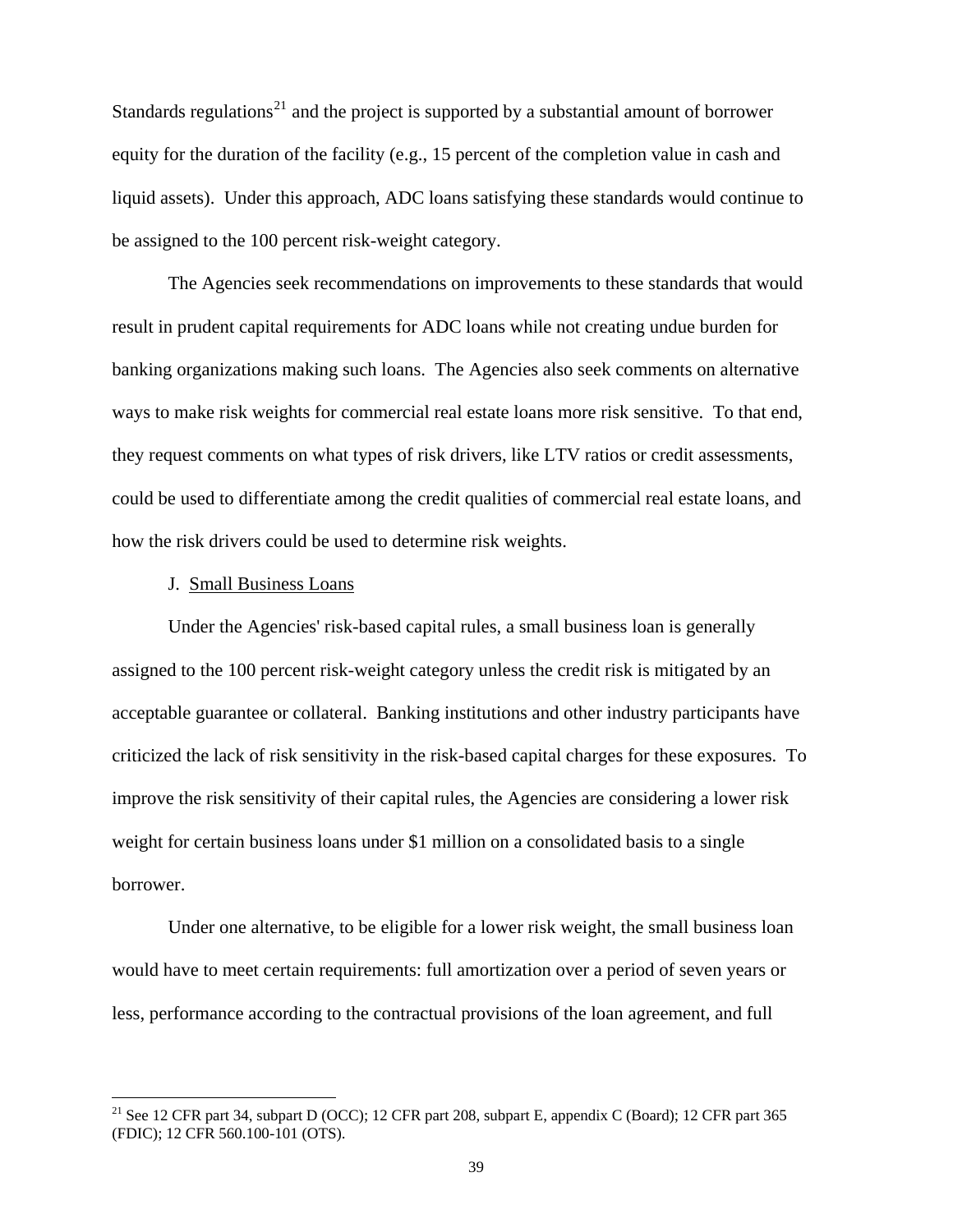Standards regulations[21] and the project is supported by a substantial amount of borrower equity for the duration of the facility (e.g., 15 percent of the completion value in cash and liquid assets). Under this approach, ADC loans satisfying these standards would continue to be assigned to the 100 percent risk-weight category.

The Agencies seek recommendations on improvements to these standards that would result in prudent capital requirements for ADC loans while not creating undue burden for banking organizations making such loans. The Agencies also seek comments on alternative ways to make risk weights for commercial real estate loans more risk sensitive. To that end, they request comments on what types of risk drivers, like LTV ratios or credit assessments, could be used to differentiate among the credit qualities of commercial real estate loans, and how the risk drivers could be used to determine risk weights.

### J. Small Business Loans

Under the Agencies' risk-based capital rules, a small business loan is generally assigned to the 100 percent risk-weight category unless the credit risk is mitigated by an acceptable guarantee or collateral. Banking institutions and other industry participants have criticized the lack of risk sensitivity in the risk-based capital charges for these exposures. To improve the risk sensitivity of their capital rules, the Agencies are considering a lower risk weight for certain business loans under $1 million on a consolidated basis to a single borrower.

Under one alternative, to be eligible for a lower risk weight, the small business loan would have to meet certain requirements: full amortization over a period of seven years or less, performance according to the contractual provisions of the loan agreement, and full

[21] See 12 CFR part 34, subpart D (OCC); 12 CFR part 208, subpart E, appendix C (Board); 12 CFR part 365 (FDIC); 12 CFR 560.100-101 (OTS).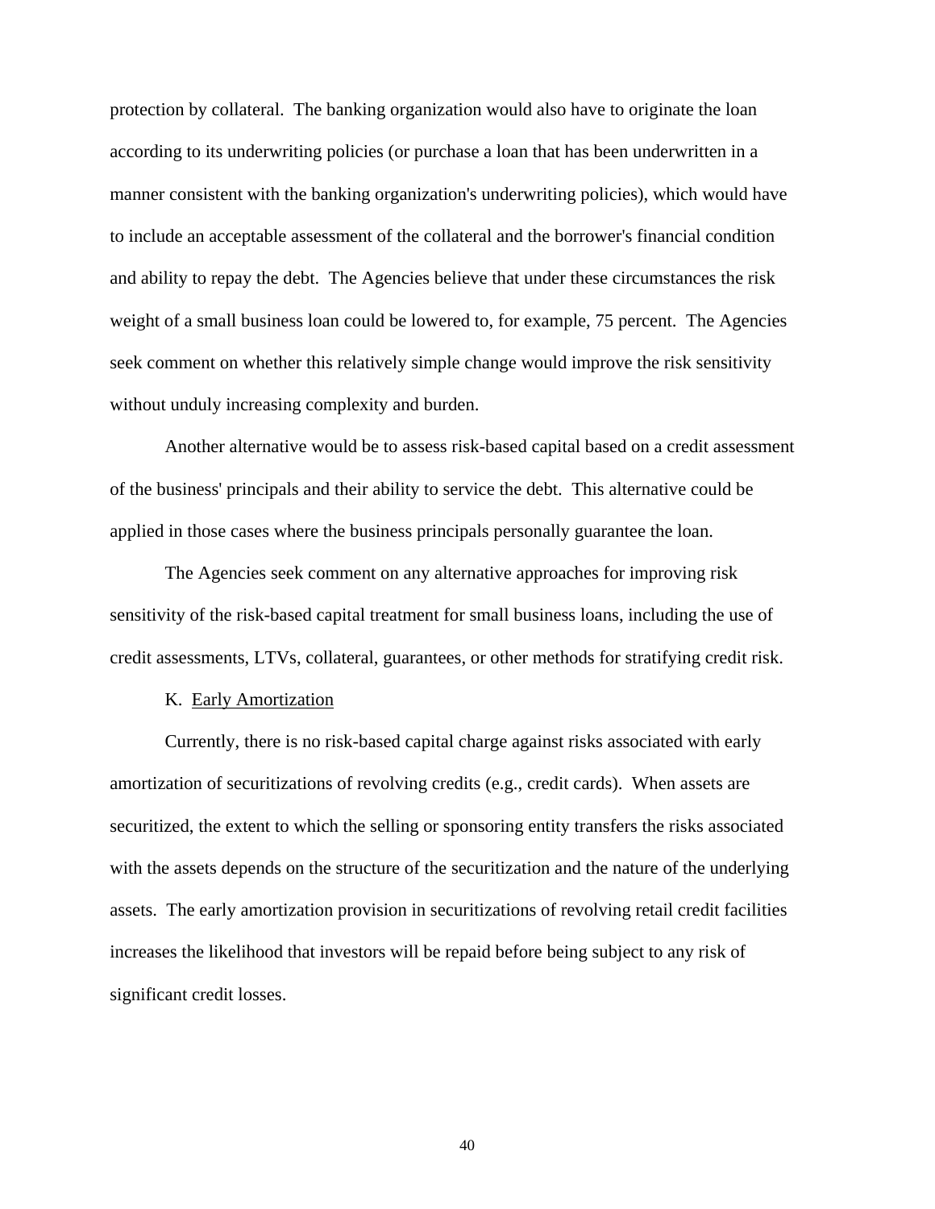protection by collateral. The banking organization would also have to originate the loan according to its underwriting policies (or purchase a loan that has been underwritten in a manner consistent with the banking organization's underwriting policies), which would have to include an acceptable assessment of the collateral and the borrower's financial condition and ability to repay the debt. The Agencies believe that under these circumstances the risk weight of a small business loan could be lowered to, for example, 75 percent. The Agencies seek comment on whether this relatively simple change would improve the risk sensitivity without unduly increasing complexity and burden.

Another alternative would be to assess risk-based capital based on a credit assessment of the business' principals and their ability to service the debt. This alternative could be applied in those cases where the business principals personally guarantee the loan.

The Agencies seek comment on any alternative approaches for improving risk sensitivity of the risk-based capital treatment for small business loans, including the use of credit assessments, LTVs, collateral, guarantees, or other methods for stratifying credit risk.

### K. Early Amortization

Currently, there is no risk-based capital charge against risks associated with early amortization of securitizations of revolving credits (e.g., credit cards). When assets are securitized, the extent to which the selling or sponsoring entity transfers the risks associated with the assets depends on the structure of the securitization and the nature of the underlying assets. The early amortization provision in securitizations of revolving retail credit facilities increases the likelihood that investors will be repaid before being subject to any risk of significant credit losses.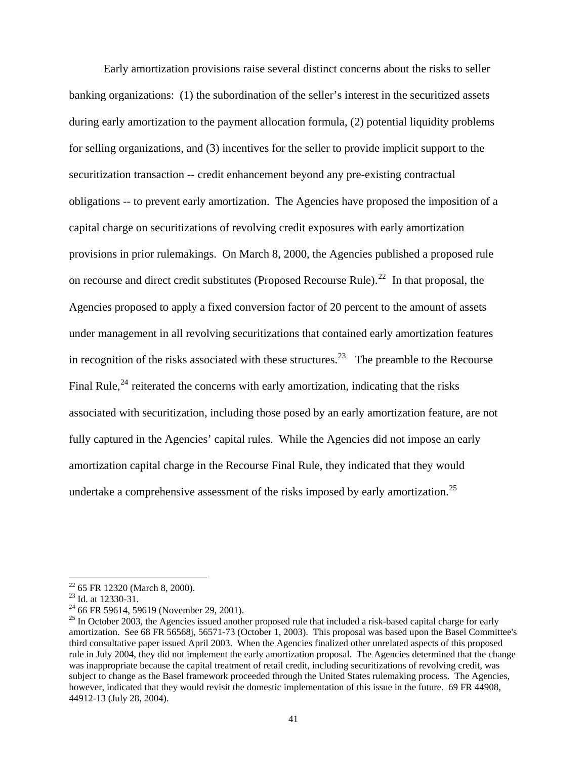Early amortization provisions raise several distinct concerns about the risks to seller banking organizations: (1) the subordination of the seller's interest in the securitized assets during early amortization to the payment allocation formula, (2) potential liquidity problems for selling organizations, and (3) incentives for the seller to provide implicit support to the securitization transaction -- credit enhancement beyond any pre-existing contractual obligations -- to prevent early amortization. The Agencies have proposed the imposition of a capital charge on securitizations of revolving credit exposures with early amortization provisions in prior rulemakings. On March 8, 2000, the Agencies published a proposed rule on recourse and direct credit substitutes (Proposed Recourse Rule).[22] In that proposal, the Agencies proposed to apply a fixed conversion factor of 20 percent to the amount of assets under management in all revolving securitizations that contained early amortization features in recognition of the risks associated with these structures.[23] The preamble to the Recourse Final Rule,[24] reiterated the concerns with early amortization, indicating that the risks associated with securitization, including those posed by an early amortization feature, are not fully captured in the Agencies' capital rules. While the Agencies did not impose an early amortization capital charge in the Recourse Final Rule, they indicated that they would undertake a comprehensive assessment of the risks imposed by early amortization.[25]

---

[22] 65 FR 12320 (March 8, 2000).

[23] Id. at 12330-31.

[24] 66 FR 59614, 59619 (November 29, 2001).

[25] In October 2003, the Agencies issued another proposed rule that included a risk-based capital charge for early amortization. See 68 FR 56568j, 56571-73 (October 1, 2003). This proposal was based upon the Basel Committee's third consultative paper issued April 2003. When the Agencies finalized other unrelated aspects of this proposed rule in July 2004, they did not implement the early amortization proposal. The Agencies determined that the change was inappropriate because the capital treatment of retail credit, including securitizations of revolving credit, was subject to change as the Basel framework proceeded through the United States rulemaking process. The Agencies, however, indicated that they would revisit the domestic implementation of this issue in the future. 69 FR 44908, 44912-13 (July 28, 2004).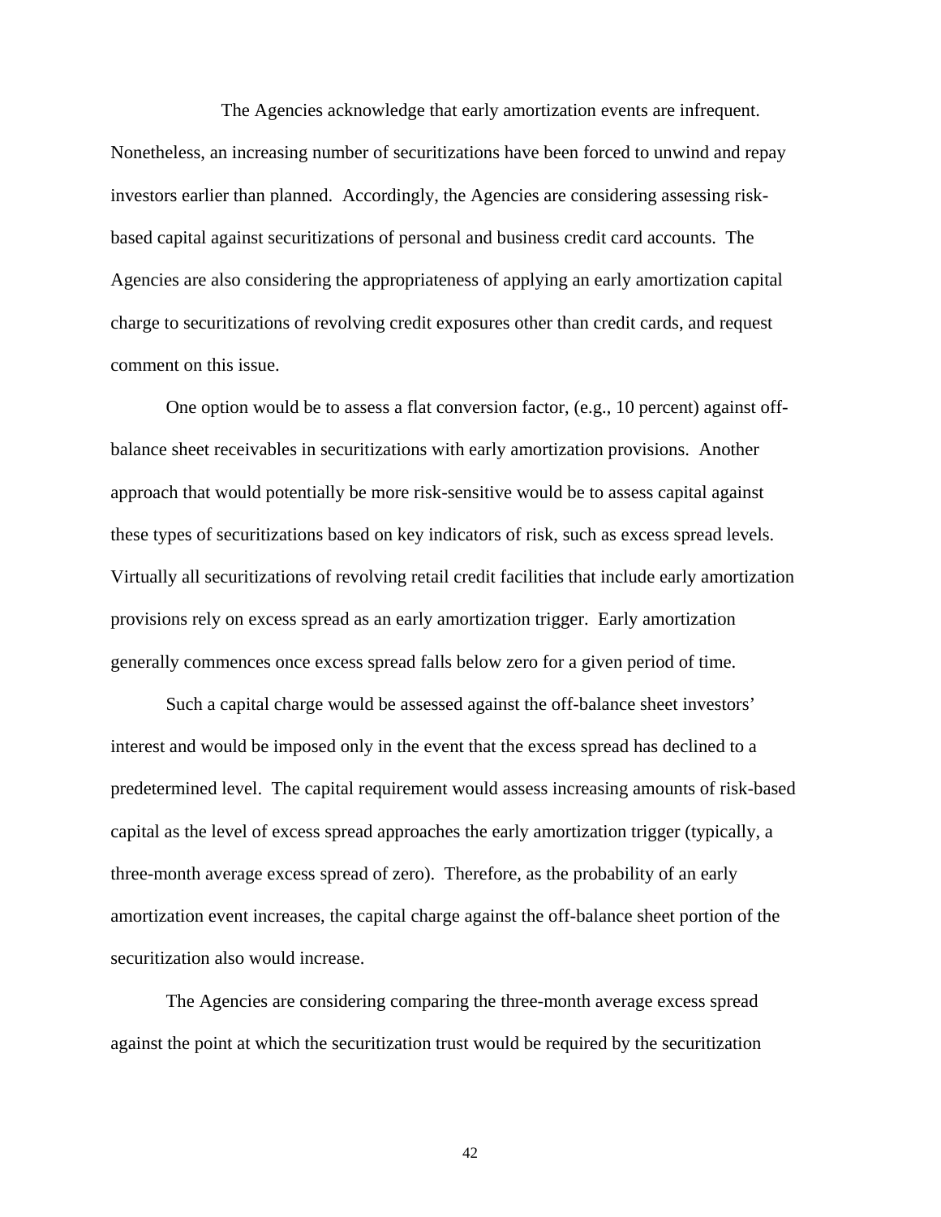The Agencies acknowledge that early amortization events are infrequent. Nonetheless, an increasing number of securitizations have been forced to unwind and repay investors earlier than planned. Accordingly, the Agencies are considering assessing risk-based capital against securitizations of personal and business credit card accounts. The Agencies are also considering the appropriateness of applying an early amortization capital charge to securitizations of revolving credit exposures other than credit cards, and request comment on this issue.

One option would be to assess a flat conversion factor, (e.g., 10 percent) against off-balance sheet receivables in securitizations with early amortization provisions. Another approach that would potentially be more risk-sensitive would be to assess capital against these types of securitizations based on key indicators of risk, such as excess spread levels. Virtually all securitizations of revolving retail credit facilities that include early amortization provisions rely on excess spread as an early amortization trigger. Early amortization generally commences once excess spread falls below zero for a given period of time.

Such a capital charge would be assessed against the off-balance sheet investors' interest and would be imposed only in the event that the excess spread has declined to a predetermined level. The capital requirement would assess increasing amounts of risk-based capital as the level of excess spread approaches the early amortization trigger (typically, a three-month average excess spread of zero). Therefore, as the probability of an early amortization event increases, the capital charge against the off-balance sheet portion of the securitization also would increase.

The Agencies are considering comparing the three-month average excess spread against the point at which the securitization trust would be required by the securitization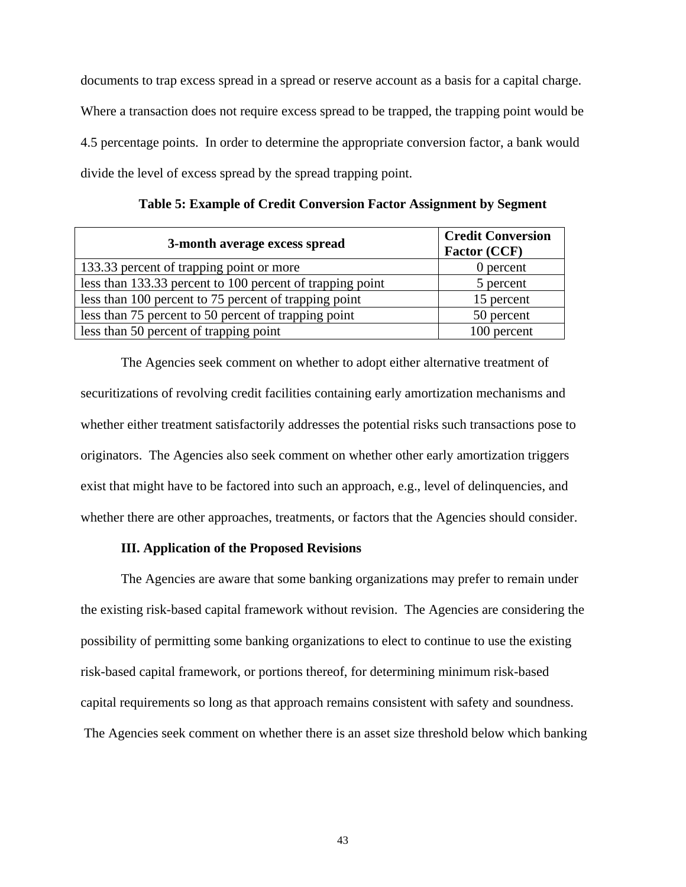documents to trap excess spread in a spread or reserve account as a basis for a capital charge. Where a transaction does not require excess spread to be trapped, the trapping point would be 4.5 percentage points. In order to determine the appropriate conversion factor, a bank would divide the level of excess spread by the spread trapping point.

**Table 5: Example of Credit Conversion Factor Assignment by Segment**

| 3-month average excess spread | Credit Conversion Factor (CCF) |
|---|---|
| 133.33 percent of trapping point or more | 0 percent |
| less than 133.33 percent to 100 percent of trapping point | 5 percent |
| less than 100 percent to 75 percent of trapping point | 15 percent |
| less than 75 percent to 50 percent of trapping point | 50 percent |
| less than 50 percent of trapping point | 100 percent |

The Agencies seek comment on whether to adopt either alternative treatment of securitizations of revolving credit facilities containing early amortization mechanisms and whether either treatment satisfactorily addresses the potential risks such transactions pose to originators. The Agencies also seek comment on whether other early amortization triggers exist that might have to be factored into such an approach, e.g., level of delinquencies, and whether there are other approaches, treatments, or factors that the Agencies should consider.

**III. Application of the Proposed Revisions**

The Agencies are aware that some banking organizations may prefer to remain under the existing risk-based capital framework without revision. The Agencies are considering the possibility of permitting some banking organizations to elect to continue to use the existing risk-based capital framework, or portions thereof, for determining minimum risk-based capital requirements so long as that approach remains consistent with safety and soundness. The Agencies seek comment on whether there is an asset size threshold below which banking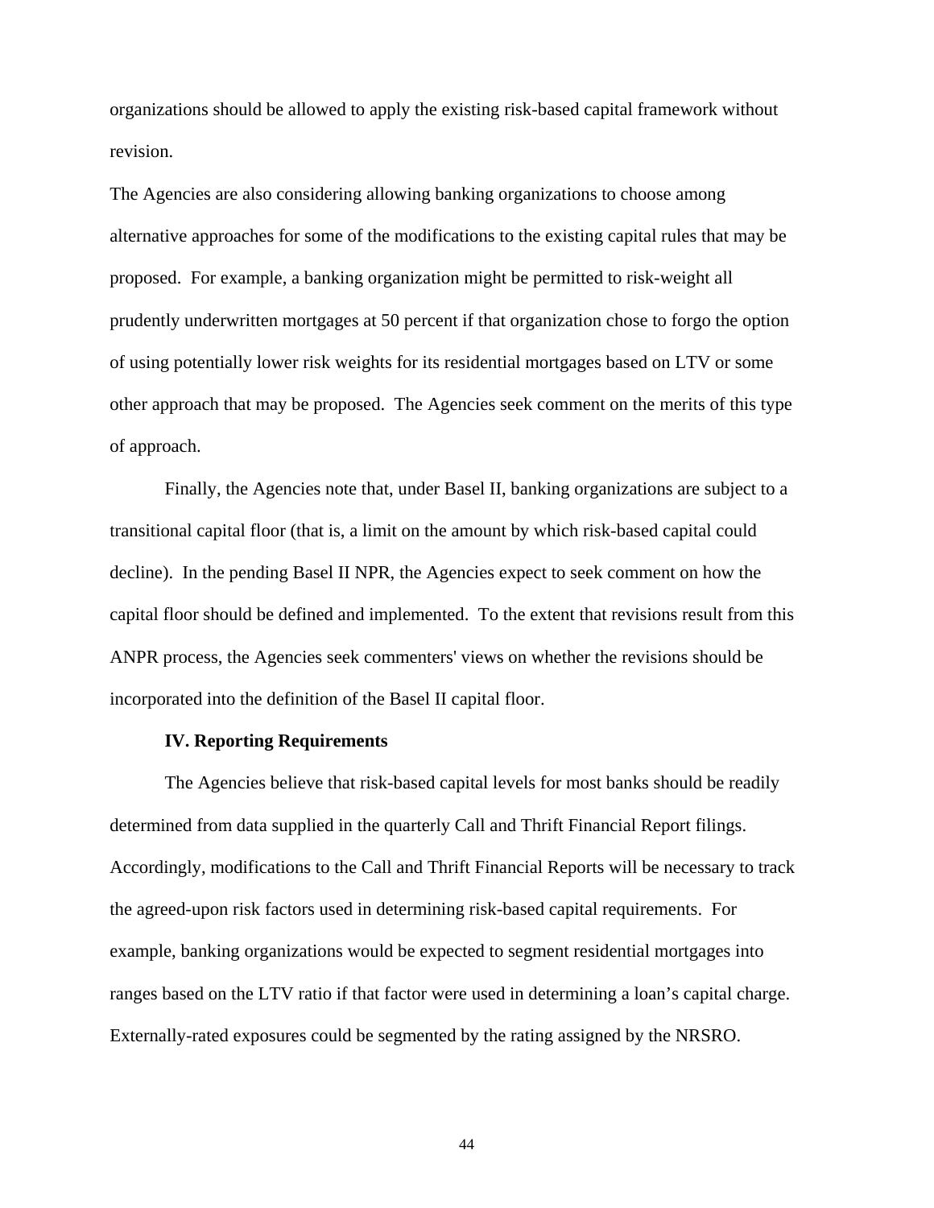organizations should be allowed to apply the existing risk-based capital framework without revision.

The Agencies are also considering allowing banking organizations to choose among alternative approaches for some of the modifications to the existing capital rules that may be proposed. For example, a banking organization might be permitted to risk-weight all prudently underwritten mortgages at 50 percent if that organization chose to forgo the option of using potentially lower risk weights for its residential mortgages based on LTV or some other approach that may be proposed. The Agencies seek comment on the merits of this type of approach.

Finally, the Agencies note that, under Basel II, banking organizations are subject to a transitional capital floor (that is, a limit on the amount by which risk-based capital could decline). In the pending Basel II NPR, the Agencies expect to seek comment on how the capital floor should be defined and implemented. To the extent that revisions result from this ANPR process, the Agencies seek commenters' views on whether the revisions should be incorporated into the definition of the Basel II capital floor.

## IV. Reporting Requirements

The Agencies believe that risk-based capital levels for most banks should be readily determined from data supplied in the quarterly Call and Thrift Financial Report filings. Accordingly, modifications to the Call and Thrift Financial Reports will be necessary to track the agreed-upon risk factors used in determining risk-based capital requirements. For example, banking organizations would be expected to segment residential mortgages into ranges based on the LTV ratio if that factor were used in determining a loan's capital charge. Externally-rated exposures could be segmented by the rating assigned by the NRSRO.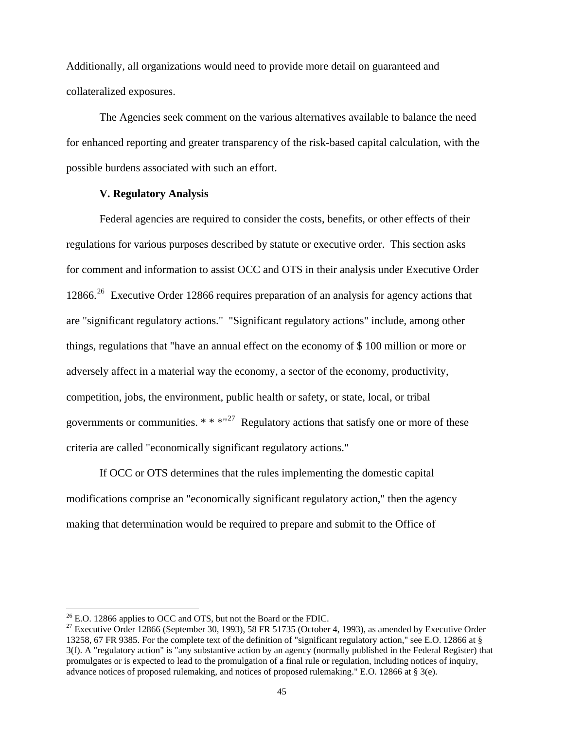Additionally, all organizations would need to provide more detail on guaranteed and collateralized exposures.

The Agencies seek comment on the various alternatives available to balance the need for enhanced reporting and greater transparency of the risk-based capital calculation, with the possible burdens associated with such an effort.

**V. Regulatory Analysis**

Federal agencies are required to consider the costs, benefits, or other effects of their regulations for various purposes described by statute or executive order. This section asks for comment and information to assist OCC and OTS in their analysis under Executive Order 12866.[26] Executive Order 12866 requires preparation of an analysis for agency actions that are "significant regulatory actions." "Significant regulatory actions" include, among other things, regulations that "have an annual effect on the economy of $ 100 million or more or adversely affect in a material way the economy, a sector of the economy, productivity, competition, jobs, the environment, public health or safety, or state, local, or tribal governments or communities. * * *"[27] Regulatory actions that satisfy one or more of these criteria are called "economically significant regulatory actions."

If OCC or OTS determines that the rules implementing the domestic capital modifications comprise an "economically significant regulatory action," then the agency making that determination would be required to prepare and submit to the Office of

---

[26] E.O. 12866 applies to OCC and OTS, but not the Board or the FDIC.

[27] Executive Order 12866 (September 30, 1993), 58 FR 51735 (October 4, 1993), as amended by Executive Order 13258, 67 FR 9385. For the complete text of the definition of "significant regulatory action," see E.O. 12866 at § 3(f). A "regulatory action" is "any substantive action by an agency (normally published in the Federal Register) that promulgates or is expected to lead to the promulgation of a final rule or regulation, including notices of inquiry, advance notices of proposed rulemaking, and notices of proposed rulemaking." E.O. 12866 at § 3(e).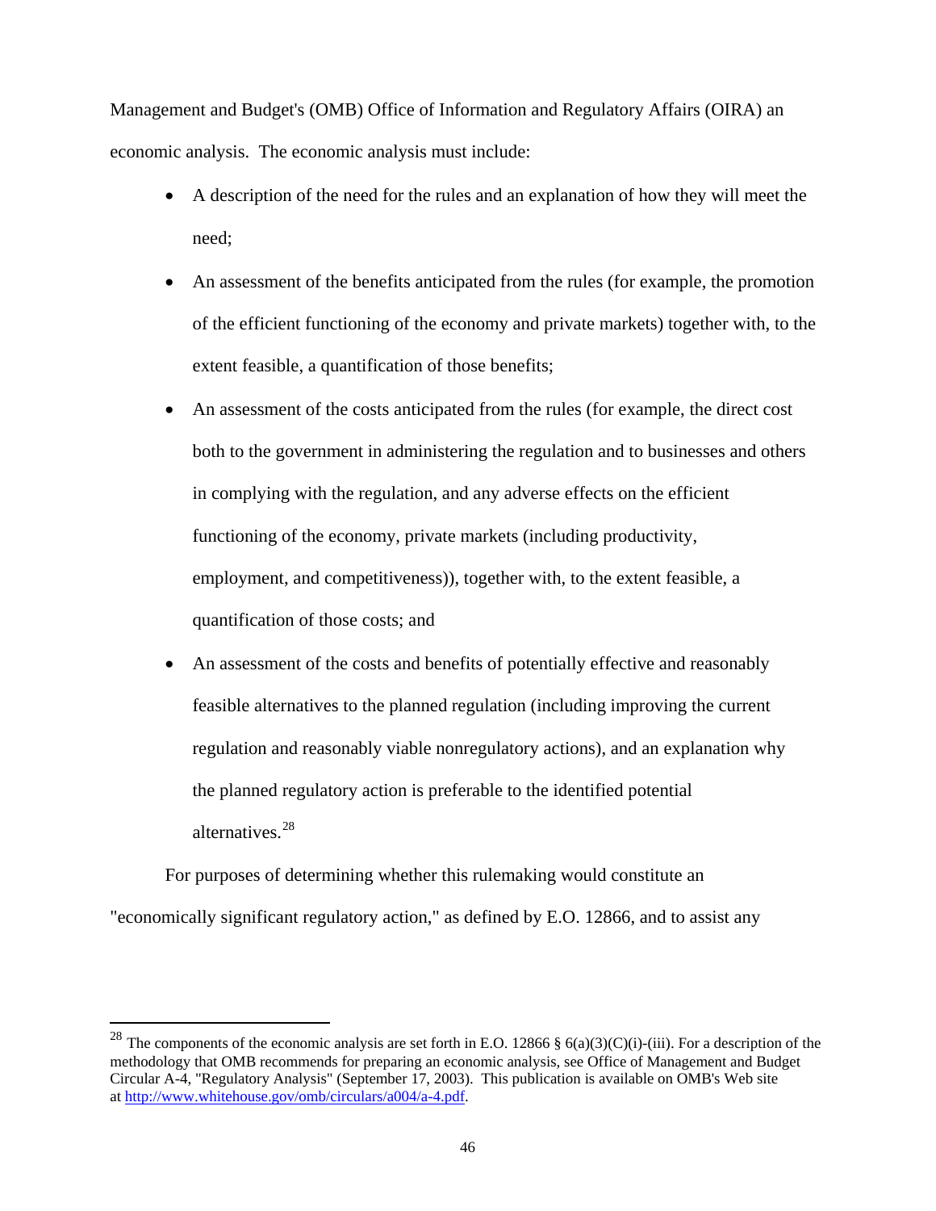Management and Budget's (OMB) Office of Information and Regulatory Affairs (OIRA) an economic analysis. The economic analysis must include:

- A description of the need for the rules and an explanation of how they will meet the need;
- An assessment of the benefits anticipated from the rules (for example, the promotion of the efficient functioning of the economy and private markets) together with, to the extent feasible, a quantification of those benefits;
- An assessment of the costs anticipated from the rules (for example, the direct cost both to the government in administering the regulation and to businesses and others in complying with the regulation, and any adverse effects on the efficient functioning of the economy, private markets (including productivity, employment, and competitiveness)), together with, to the extent feasible, a quantification of those costs; and
- An assessment of the costs and benefits of potentially effective and reasonably feasible alternatives to the planned regulation (including improving the current regulation and reasonably viable nonregulatory actions), and an explanation why the planned regulatory action is preferable to the identified potential alternatives.[28]

For purposes of determining whether this rulemaking would constitute an "economically significant regulatory action," as defined by E.O. 12866, and to assist any

---

[28] The components of the economic analysis are set forth in E.O. 12866 § 6(a)(3)(C)(i)-(iii). For a description of the methodology that OMB recommends for preparing an economic analysis, see Office of Management and Budget Circular A-4, "Regulatory Analysis" (September 17, 2003). This publication is available on OMB's Web site at http://www.whitehouse.gov/omb/circulars/a004/a-4.pdf.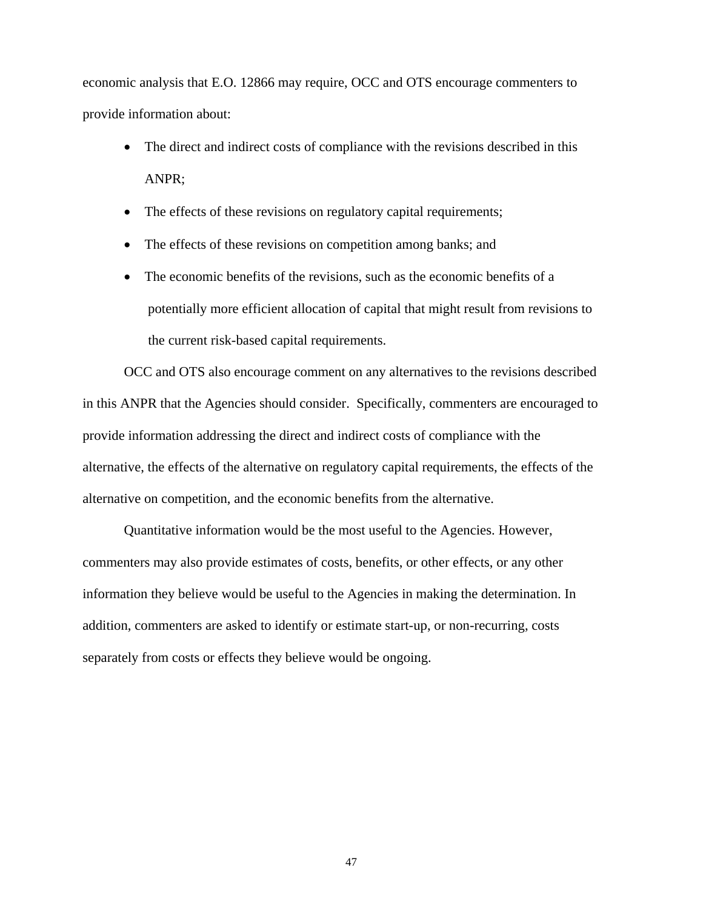economic analysis that E.O. 12866 may require, OCC and OTS encourage commenters to provide information about:

- The direct and indirect costs of compliance with the revisions described in this ANPR;
- The effects of these revisions on regulatory capital requirements;
- The effects of these revisions on competition among banks; and
- The economic benefits of the revisions, such as the economic benefits of a potentially more efficient allocation of capital that might result from revisions to the current risk-based capital requirements.

OCC and OTS also encourage comment on any alternatives to the revisions described in this ANPR that the Agencies should consider. Specifically, commenters are encouraged to provide information addressing the direct and indirect costs of compliance with the alternative, the effects of the alternative on regulatory capital requirements, the effects of the alternative on competition, and the economic benefits from the alternative.

Quantitative information would be the most useful to the Agencies. However, commenters may also provide estimates of costs, benefits, or other effects, or any other information they believe would be useful to the Agencies in making the determination. In addition, commenters are asked to identify or estimate start-up, or non-recurring, costs separately from costs or effects they believe would be ongoing.